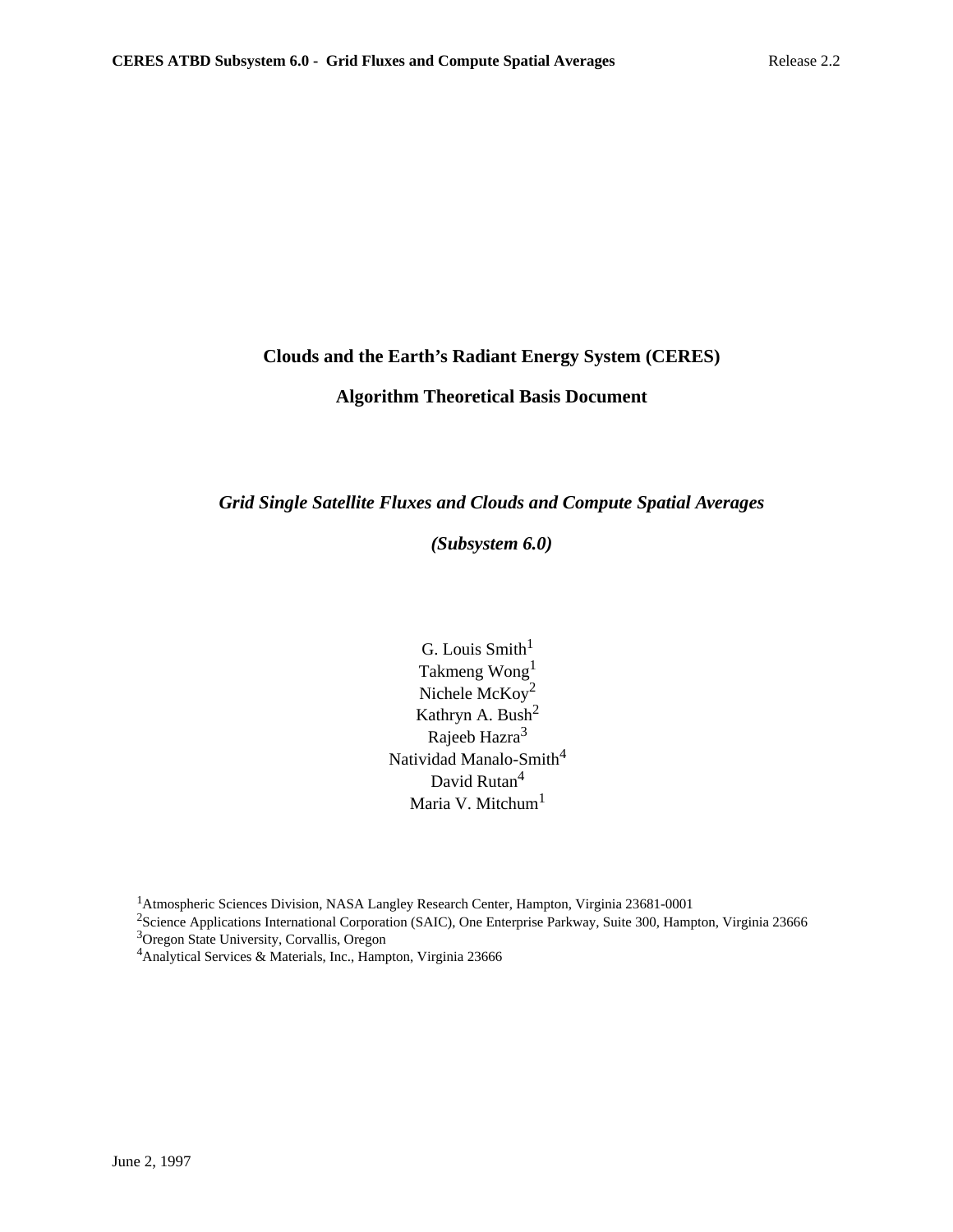# Clouds and the Earth's Radiant Energy System (CERES)

# Algorithm Theoretical Basis Document

## *Grid Single Satellite Fluxes and Clouds and Compute Spatial Averages*

## *(Subsystem 6.0)*

G. Louis Smith[1]
Takmeng Wong[1]
Nichele McKoy[2]
Kathryn A. Bush[2]
Rajeeb Hazra[3]
Natividad Manalo-Smith[4]
David Rutan[4]
Maria V. Mitchum[1]

[1]Atmospheric Sciences Division, NASA Langley Research Center, Hampton, Virginia 23681-0001
[2]Science Applications International Corporation (SAIC), One Enterprise Parkway, Suite 300, Hampton, Virginia 23666
[3]Oregon State University, Corvallis, Oregon
[4]Analytical Services & Materials, Inc., Hampton, Virginia 23666

June 2, 1997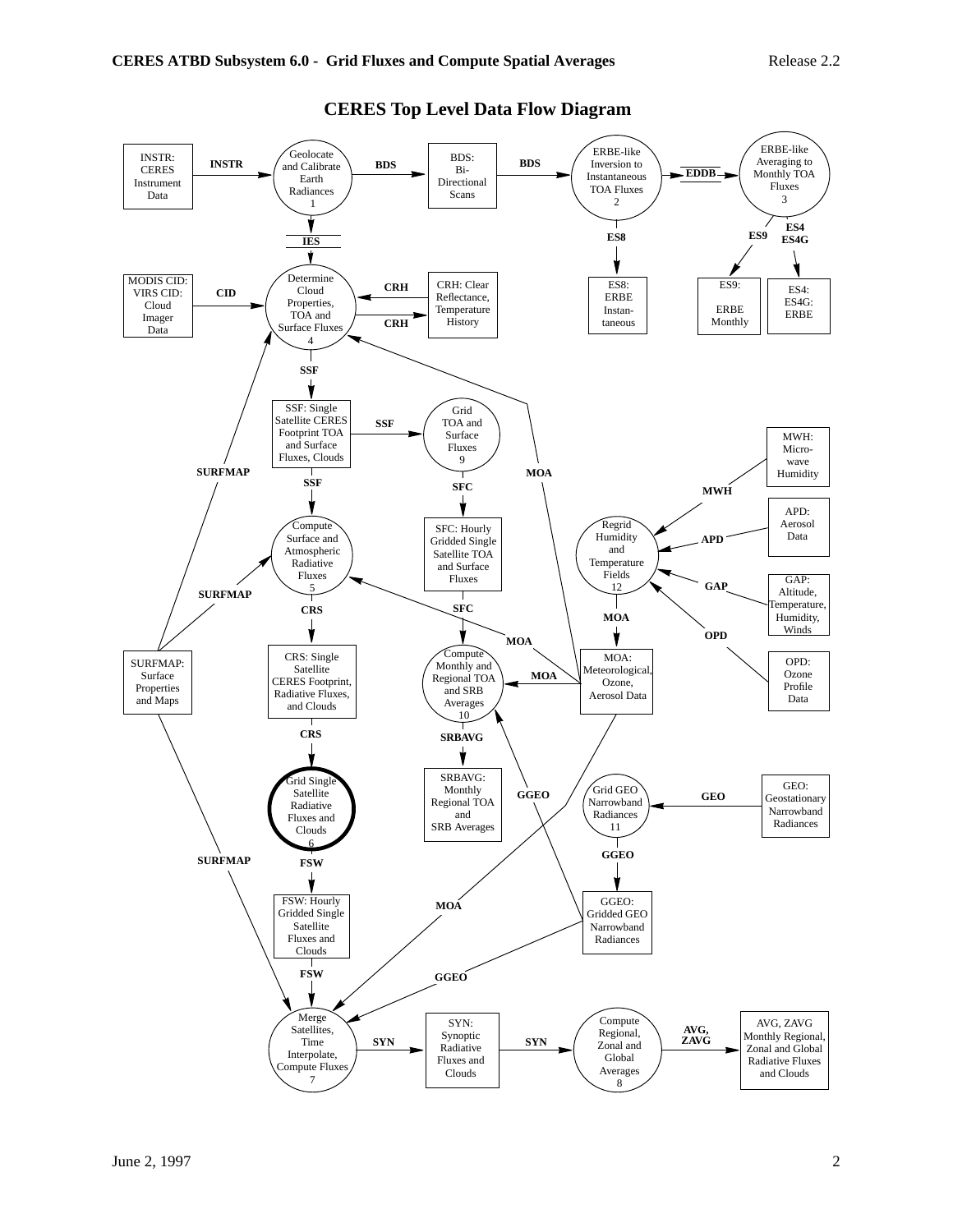# CERES Top Level Data Flow Diagram

**Processes:**

1. Geolocate and Calibrate Earth Radiances
2. ERBE-like Inversion to Instantaneous TOA Fluxes
3. ERBE-like Averaging to Monthly TOA Fluxes
4. Determine Cloud Properties, TOA and Surface Fluxes
5. Compute Surface and Atmospheric Radiative Fluxes
6. Grid Single Satellite Radiative Fluxes and Clouds
7. Merge Satellites, Time Interpolate, Compute Fluxes
8. Compute Regional, Zonal and Global Averages
9. Grid TOA and Surface Fluxes
10. Compute Monthly and Regional TOA and SRB Averages
11. Grid GEO Narrowband Radiances
12. Regrid Humidity and Temperature Fields

**Data Products:**

- INSTR: CERES Instrument Data
- BDS: Bi-Directional Scans
- IES
- EDDB
- ES8: ERBE Instantaneous
- ES9: ERBE Monthly
- ES4: ES4G: ERBE
- MODIS CID: VIRS CID: Cloud Imager Data
- CRH: Clear Reflectance, Temperature History
- SSF: Single Satellite CERES Footprint TOA and Surface Fluxes, Clouds
- SFC: Hourly Gridded Single Satellite TOA and Surface Fluxes
- CRS: Single Satellite CERES Footprint, Radiative Fluxes, and Clouds
- FSW: Hourly Gridded Single Satellite Fluxes and Clouds
- SRBAVG: Monthly Regional TOA and SRB Averages
- SURFMAP: Surface Properties and Maps
- MWH: Microwave Humidity
- APD: Aerosol Data
- GAP: Altitude, Temperature, Humidity, Winds
- OPD: Ozone Profile Data
- MOA: Meteorological, Ozone, Aerosol Data
- GEO: Geostationary Narrowband Radiances
- GGEO: Gridded GEO Narrowband Radiances
- SYN: Synoptic Radiative Fluxes and Clouds
- AVG, ZAVG: Monthly Regional, Zonal and Global Radiative Fluxes and Clouds

**Data Flows:**

- INSTR → 1 → BDS → 2 → EDDB → 3 → ES9, ES4/ES4G
- 2 → ES8
- 1 → IES → 4
- CID → 4; CRH ↔ 4; MOA → 4; SURFMAP → 4
- 4 → SSF → 9 → SFC → 10 → SRBAVG
- SSF → 5 → CRS → 6 → FSW → 7
- MOA → 5; SURFMAP → 5
- MWH, APD, GAP, OPD → 12 → MOA
- MOA → 10; GGEO → 10
- GEO → 11 → GGEO
- MOA → 7; GGEO → 7; SURFMAP → 7
- 7 → SYN → 8 → AVG, ZAVG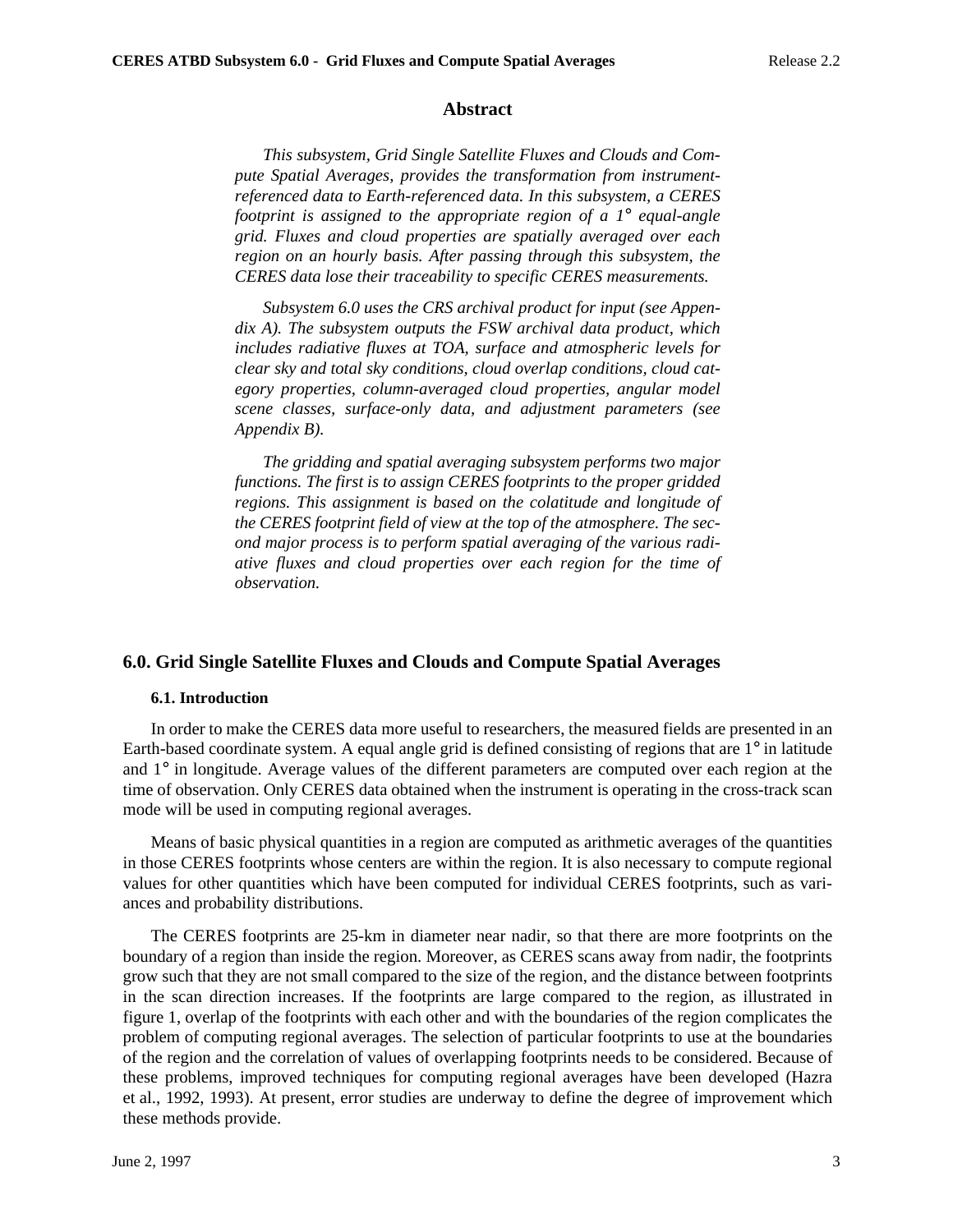## Abstract

*This subsystem, Grid Single Satellite Fluxes and Clouds and Compute Spatial Averages, provides the transformation from instrument-referenced data to Earth-referenced data. In this subsystem, a CERES footprint is assigned to the appropriate region of a 1° equal-angle grid. Fluxes and cloud properties are spatially averaged over each region on an hourly basis. After passing through this subsystem, the CERES data lose their traceability to specific CERES measurements.*

*Subsystem 6.0 uses the CRS archival product for input (see Appendix A). The subsystem outputs the FSW archival data product, which includes radiative fluxes at TOA, surface and atmospheric levels for clear sky and total sky conditions, cloud overlap conditions, cloud category properties, column-averaged cloud properties, angular model scene classes, surface-only data, and adjustment parameters (see Appendix B).*

*The gridding and spatial averaging subsystem performs two major functions. The first is to assign CERES footprints to the proper gridded regions. This assignment is based on the colatitude and longitude of the CERES footprint field of view at the top of the atmosphere. The second major process is to perform spatial averaging of the various radiative fluxes and cloud properties over each region for the time of observation.*

# 6.0. Grid Single Satellite Fluxes and Clouds and Compute Spatial Averages

## 6.1. Introduction

In order to make the CERES data more useful to researchers, the measured fields are presented in an Earth-based coordinate system. A equal angle grid is defined consisting of regions that are 1° in latitude and 1° in longitude. Average values of the different parameters are computed over each region at the time of observation. Only CERES data obtained when the instrument is operating in the cross-track scan mode will be used in computing regional averages.

Means of basic physical quantities in a region are computed as arithmetic averages of the quantities in those CERES footprints whose centers are within the region. It is also necessary to compute regional values for other quantities which have been computed for individual CERES footprints, such as variances and probability distributions.

The CERES footprints are 25-km in diameter near nadir, so that there are more footprints on the boundary of a region than inside the region. Moreover, as CERES scans away from nadir, the footprints grow such that they are not small compared to the size of the region, and the distance between footprints in the scan direction increases. If the footprints are large compared to the region, as illustrated in figure 1, overlap of the footprints with each other and with the boundaries of the region complicates the problem of computing regional averages. The selection of particular footprints to use at the boundaries of the region and the correlation of values of overlapping footprints needs to be considered. Because of these problems, improved techniques for computing regional averages have been developed (Hazra et al., 1992, 1993). At present, error studies are underway to define the degree of improvement which these methods provide.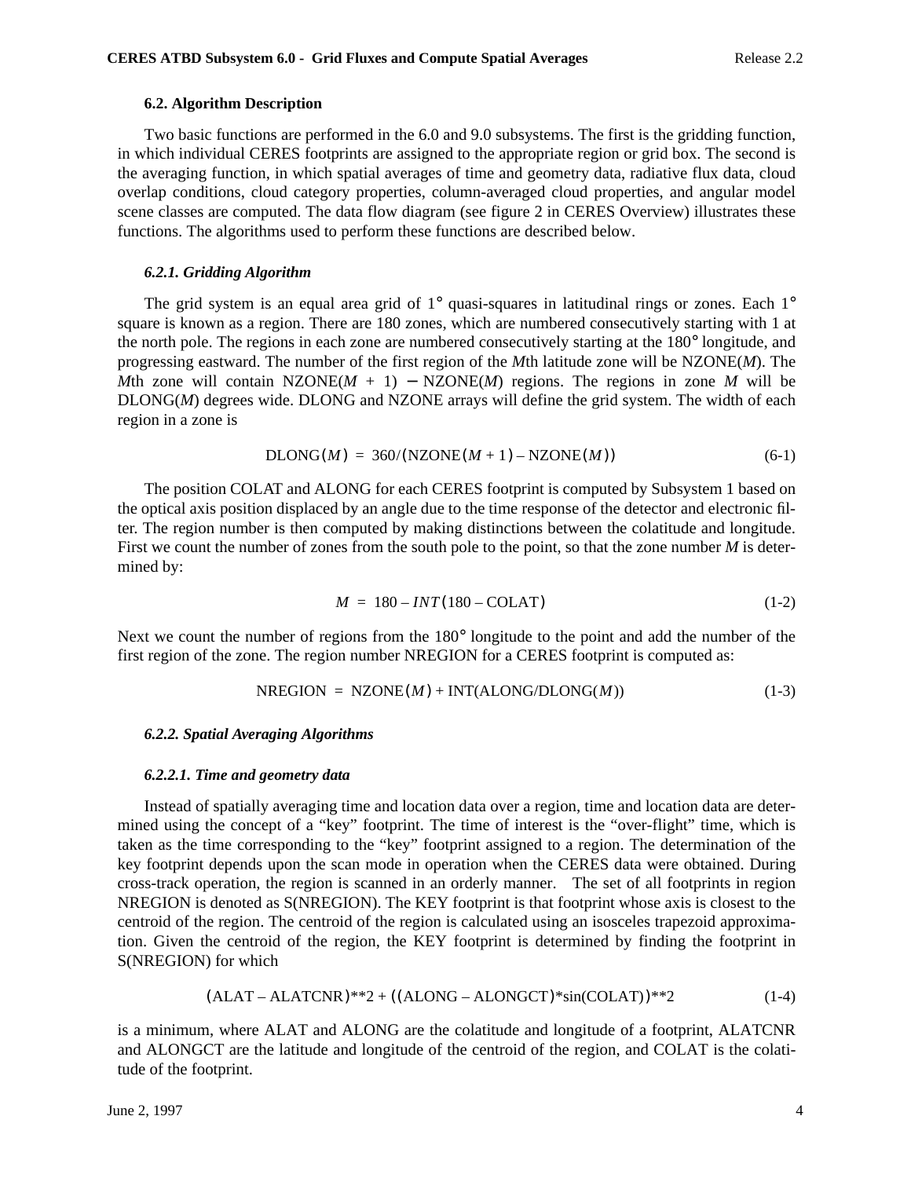### 6.2. Algorithm Description

Two basic functions are performed in the 6.0 and 9.0 subsystems. The first is the gridding function, in which individual CERES footprints are assigned to the appropriate region or grid box. The second is the averaging function, in which spatial averages of time and geometry data, radiative flux data, cloud overlap conditions, cloud category properties, column-averaged cloud properties, and angular model scene classes are computed. The data flow diagram (see figure 2 in CERES Overview) illustrates these functions. The algorithms used to perform these functions are described below.

#### *6.2.1. Gridding Algorithm*

The grid system is an equal area grid of 1° quasi-squares in latitudinal rings or zones. Each 1° square is known as a region. There are 180 zones, which are numbered consecutively starting with 1 at the north pole. The regions in each zone are numbered consecutively starting at the 180° longitude, and progressing eastward. The number of the first region of the *M*th latitude zone will be NZONE(*M*). The *M*th zone will contain NZONE(*M* + 1) − NZONE(*M*) regions. The regions in zone *M* will be DLONG(*M*) degrees wide. DLONG and NZONE arrays will define the grid system. The width of each region in a zone is

$$\mathrm{DLONG}(M) = 360/(\mathrm{NZONE}(M+1) - \mathrm{NZONE}(M)) \tag{6-1}$$

The position COLAT and ALONG for each CERES footprint is computed by Subsystem 1 based on the optical axis position displaced by an angle due to the time response of the detector and electronic filter. The region number is then computed by making distinctions between the colatitude and longitude. First we count the number of zones from the south pole to the point, so that the zone number *M* is determined by:

$$M = 180 - INT(180 - \mathrm{COLAT}) \tag{1-2}$$

Next we count the number of regions from the 180° longitude to the point and add the number of the first region of the zone. The region number NREGION for a CERES footprint is computed as:

$$\mathrm{NREGION} = \mathrm{NZONE}(M) + \mathrm{INT}(\mathrm{ALONG}/\mathrm{DLONG}(M)) \tag{1-3}$$

#### *6.2.2. Spatial Averaging Algorithms*

##### *6.2.2.1. Time and geometry data*

Instead of spatially averaging time and location data over a region, time and location data are determined using the concept of a “key” footprint. The time of interest is the “over-flight” time, which is taken as the time corresponding to the “key” footprint assigned to a region. The determination of the key footprint depends upon the scan mode in operation when the CERES data were obtained. During cross-track operation, the region is scanned in an orderly manner. The set of all footprints in region NREGION is denoted as S(NREGION). The KEY footprint is that footprint whose axis is closest to the centroid of the region. The centroid of the region is calculated using an isosceles trapezoid approximation. Given the centroid of the region, the KEY footprint is determined by finding the footprint in S(NREGION) for which

$$(\mathrm{ALAT} - \mathrm{ALATCNR})^{**}2 + ((\mathrm{ALONG} - \mathrm{ALONGCT})^{*}\sin(\mathrm{COLAT}))^{**}2 \tag{1-4}$$

is a minimum, where ALAT and ALONG are the colatitude and longitude of a footprint, ALATCNR and ALONGCT are the latitude and longitude of the centroid of the region, and COLAT is the colatitude of the footprint.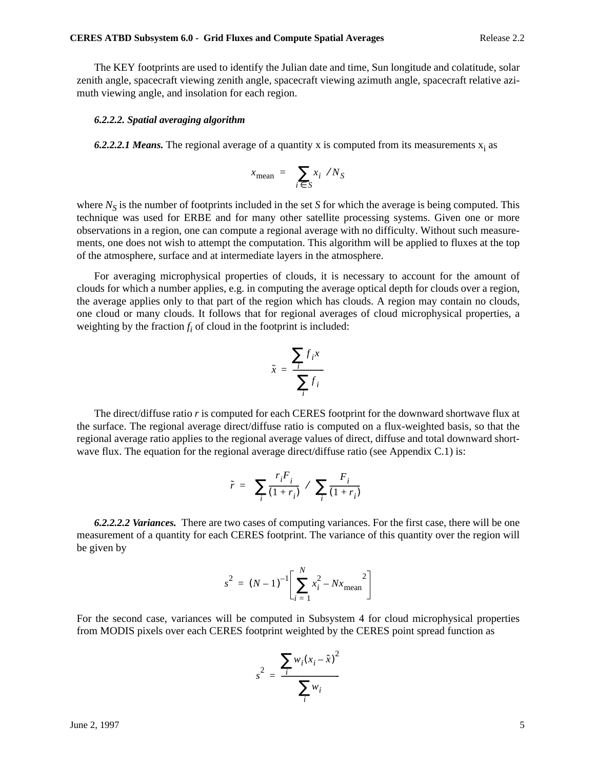The KEY footprints are used to identify the Julian date and time, Sun longitude and colatitude, solar zenith angle, spacecraft viewing zenith angle, spacecraft viewing azimuth angle, spacecraft relative azimuth viewing angle, and insolation for each region.

#### *6.2.2.2. Spatial averaging algorithm*

***6.2.2.2.1 Means.*** The regional average of a quantity x is computed from its measurements $x_i$ as

$$x_{\text{mean}} = \sum_{i \in S} x_i \; / N_S$$

where $N_S$ is the number of footprints included in the set $S$ for which the average is being computed. This technique was used for ERBE and for many other satellite processing systems. Given one or more observations in a region, one can compute a regional average with no difficulty. Without such measurements, one does not wish to attempt the computation. This algorithm will be applied to fluxes at the top of the atmosphere, surface and at intermediate layers in the atmosphere.

For averaging microphysical properties of clouds, it is necessary to account for the amount of clouds for which a number applies, e.g. in computing the average optical depth for clouds over a region, the average applies only to that part of the region which has clouds. A region may contain no clouds, one cloud or many clouds. It follows that for regional averages of cloud microphysical properties, a weighting by the fraction $f_i$ of cloud in the footprint is included:

$$\tilde{x} = \frac{\sum_i f_i x}{\sum_i f_i}$$

The direct/diffuse ratio $r$ is computed for each CERES footprint for the downward shortwave flux at the surface. The regional average direct/diffuse ratio is computed on a flux-weighted basis, so that the regional average ratio applies to the regional average values of direct, diffuse and total downward shortwave flux. The equation for the regional average direct/diffuse ratio (see Appendix C.1) is:

$$\tilde{r} = \sum_i \frac{r_i F_i}{(1 + r_i)} \; / \; \sum_i \frac{F_i}{(1 + r_i)}$$

***6.2.2.2.2 Variances.*** There are two cases of computing variances. For the first case, there will be one measurement of a quantity for each CERES footprint. The variance of this quantity over the region will be given by

$$s^2 = (N-1)^{-1} \left[ \sum_{i=1}^{N} x_i^2 - N {x_{\text{mean}}}^2 \right]$$

For the second case, variances will be computed in Subsystem 4 for cloud microphysical properties from MODIS pixels over each CERES footprint weighted by the CERES point spread function as

$$s^2 = \frac{\sum_i w_i (x_i - \hat{x})^2}{\sum_i w_i}$$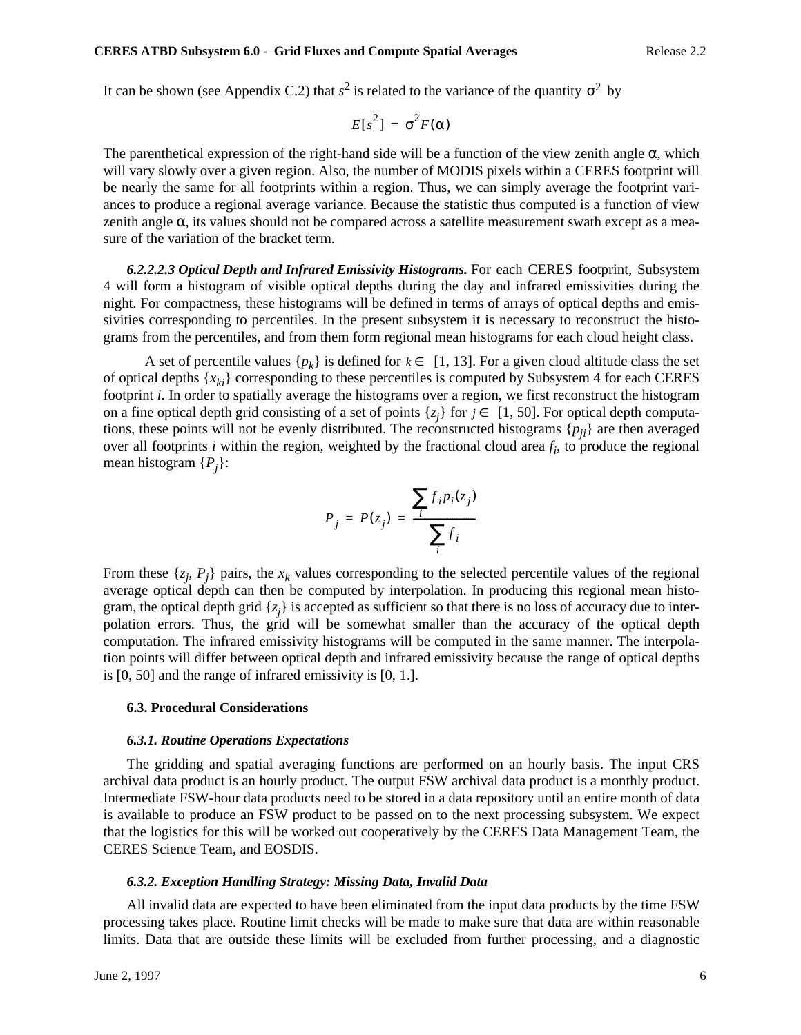It can be shown (see Appendix C.2) that $s^2$ is related to the variance of the quantity $\sigma^2$ by

$$E[s^2] = \sigma^2 F(\alpha)$$

The parenthetical expression of the right-hand side will be a function of the view zenith angle $\alpha$, which will vary slowly over a given region. Also, the number of MODIS pixels within a CERES footprint will be nearly the same for all footprints within a region. Thus, we can simply average the footprint variances to produce a regional average variance. Because the statistic thus computed is a function of view zenith angle $\alpha$, its values should not be compared across a satellite measurement swath except as a measure of the variation of the bracket term.

***6.2.2.2.3 Optical Depth and Infrared Emissivity Histograms.*** For each CERES footprint, Subsystem 4 will form a histogram of visible optical depths during the day and infrared emissivities during the night. For compactness, these histograms will be defined in terms of arrays of optical depths and emissivities corresponding to percentiles. In the present subsystem it is necessary to reconstruct the histograms from the percentiles, and from them form regional mean histograms for each cloud height class.

A set of percentile values $\{p_k\}$ is defined for $k \in [1, 13]$. For a given cloud altitude class the set of optical depths $\{x_{ki}\}$ corresponding to these percentiles is computed by Subsystem 4 for each CERES footprint $i$. In order to spatially average the histograms over a region, we first reconstruct the histogram on a fine optical depth grid consisting of a set of points $\{z_j\}$ for $j \in [1, 50]$. For optical depth computations, these points will not be evenly distributed. The reconstructed histograms $\{p_{ji}\}$ are then averaged over all footprints $i$ within the region, weighted by the fractional cloud area $f_i$, to produce the regional mean histogram $\{P_j\}$:

$$P_j = P(z_j) = \frac{\sum_i f_i p_i(z_j)}{\sum_i f_i}$$

From these $\{z_j, P_j\}$ pairs, the $x_k$ values corresponding to the selected percentile values of the regional average optical depth can then be computed by interpolation. In producing this regional mean histogram, the optical depth grid $\{z_j\}$ is accepted as sufficient so that there is no loss of accuracy due to interpolation errors. Thus, the grid will be somewhat smaller than the accuracy of the optical depth computation. The infrared emissivity histograms will be computed in the same manner. The interpolation points will differ between optical depth and infrared emissivity because the range of optical depths is [0, 50] and the range of infrared emissivity is [0, 1.].

### 6.3. Procedural Considerations

#### *6.3.1. Routine Operations Expectations*

The gridding and spatial averaging functions are performed on an hourly basis. The input CRS archival data product is an hourly product. The output FSW archival data product is a monthly product. Intermediate FSW-hour data products need to be stored in a data repository until an entire month of data is available to produce an FSW product to be passed on to the next processing subsystem. We expect that the logistics for this will be worked out cooperatively by the CERES Data Management Team, the CERES Science Team, and EOSDIS.

#### *6.3.2. Exception Handling Strategy: Missing Data, Invalid Data*

All invalid data are expected to have been eliminated from the input data products by the time FSW processing takes place. Routine limit checks will be made to make sure that data are within reasonable limits. Data that are outside these limits will be excluded from further processing, and a diagnostic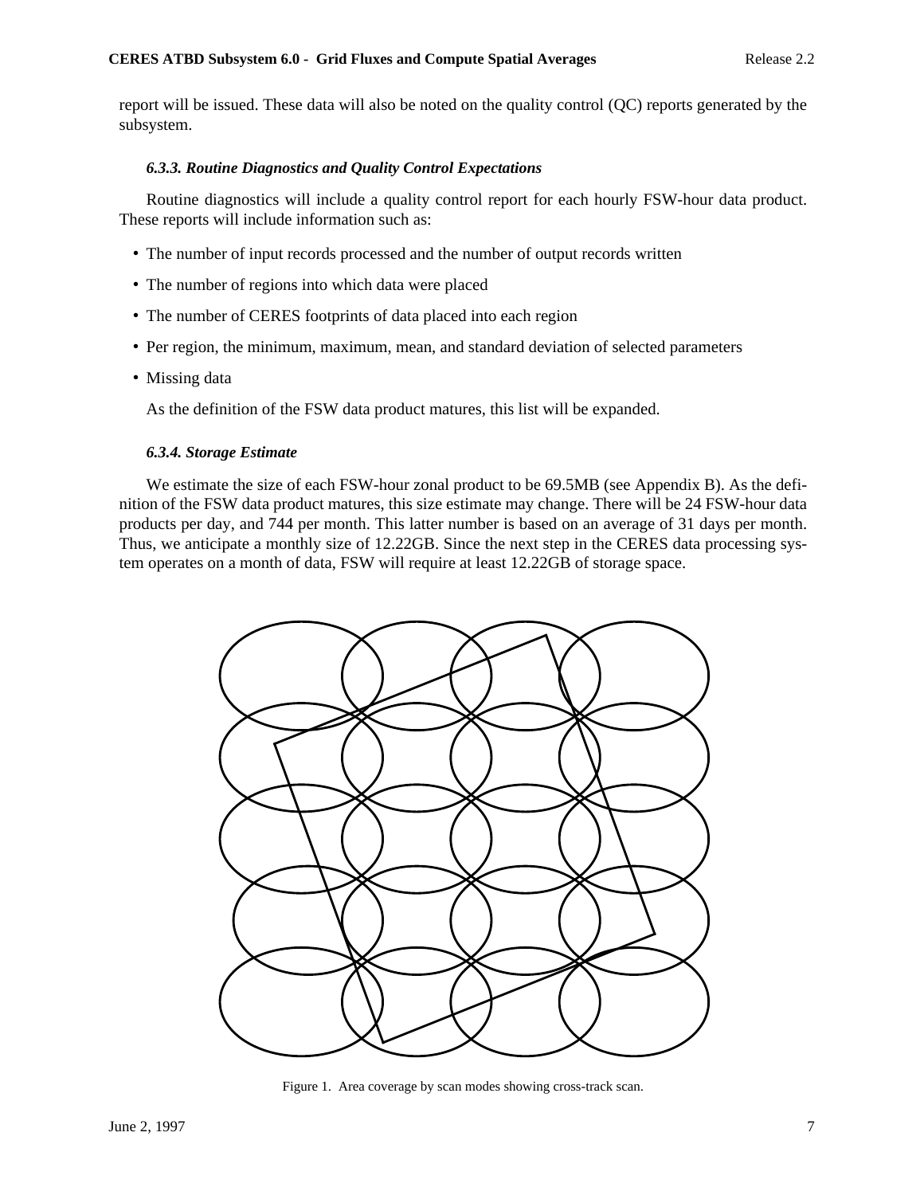report will be issued. These data will also be noted on the quality control (QC) reports generated by the subsystem.

### *6.3.3. Routine Diagnostics and Quality Control Expectations*

Routine diagnostics will include a quality control report for each hourly FSW-hour data product. These reports will include information such as:

- The number of input records processed and the number of output records written
- The number of regions into which data were placed
- The number of CERES footprints of data placed into each region
- Per region, the minimum, maximum, mean, and standard deviation of selected parameters
- Missing data

As the definition of the FSW data product matures, this list will be expanded.

### *6.3.4. Storage Estimate*

We estimate the size of each FSW-hour zonal product to be 69.5MB (see Appendix B). As the definition of the FSW data product matures, this size estimate may change. There will be 24 FSW-hour data products per day, and 744 per month. This latter number is based on an average of 31 days per month. Thus, we anticipate a monthly size of 12.22GB. Since the next step in the CERES data processing system operates on a month of data, FSW will require at least 12.22GB of storage space.

Figure 1. Area coverage by scan modes showing cross-track scan.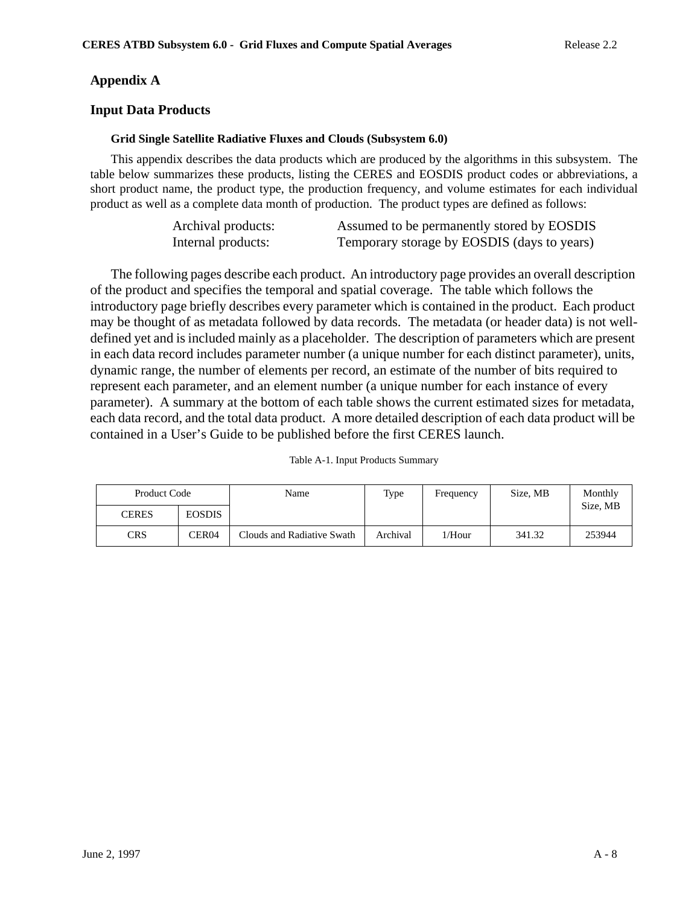## Appendix A

## Input Data Products

### Grid Single Satellite Radiative Fluxes and Clouds (Subsystem 6.0)

This appendix describes the data products which are produced by the algorithms in this subsystem. The table below summarizes these products, listing the CERES and EOSDIS product codes or abbreviations, a short product name, the product type, the production frequency, and volume estimates for each individual product as well as a complete data month of production. The product types are defined as follows:

| | |
|---|---|
| Archival products: | Assumed to be permanently stored by EOSDIS |
| Internal products: | Temporary storage by EOSDIS (days to years) |

The following pages describe each product. An introductory page provides an overall description of the product and specifies the temporal and spatial coverage. The table which follows the introductory page briefly describes every parameter which is contained in the product. Each product may be thought of as metadata followed by data records. The metadata (or header data) is not well-defined yet and is included mainly as a placeholder. The description of parameters which are present in each data record includes parameter number (a unique number for each distinct parameter), units, dynamic range, the number of elements per record, an estimate of the number of bits required to represent each parameter, and an element number (a unique number for each instance of every parameter). A summary at the bottom of each table shows the current estimated sizes for metadata, each data record, and the total data product. A more detailed description of each data product will be contained in a User's Guide to be published before the first CERES launch.

Table A-1. Input Products Summary

| Product Code | | Name | Type | Frequency | Size, MB | Monthly Size, MB |
|---|---|---|---|---|---|---|
| CERES | EOSDIS | | | | | |
| CRS | CER04 | Clouds and Radiative Swath | Archival | 1/Hour | 341.32 | 253944 |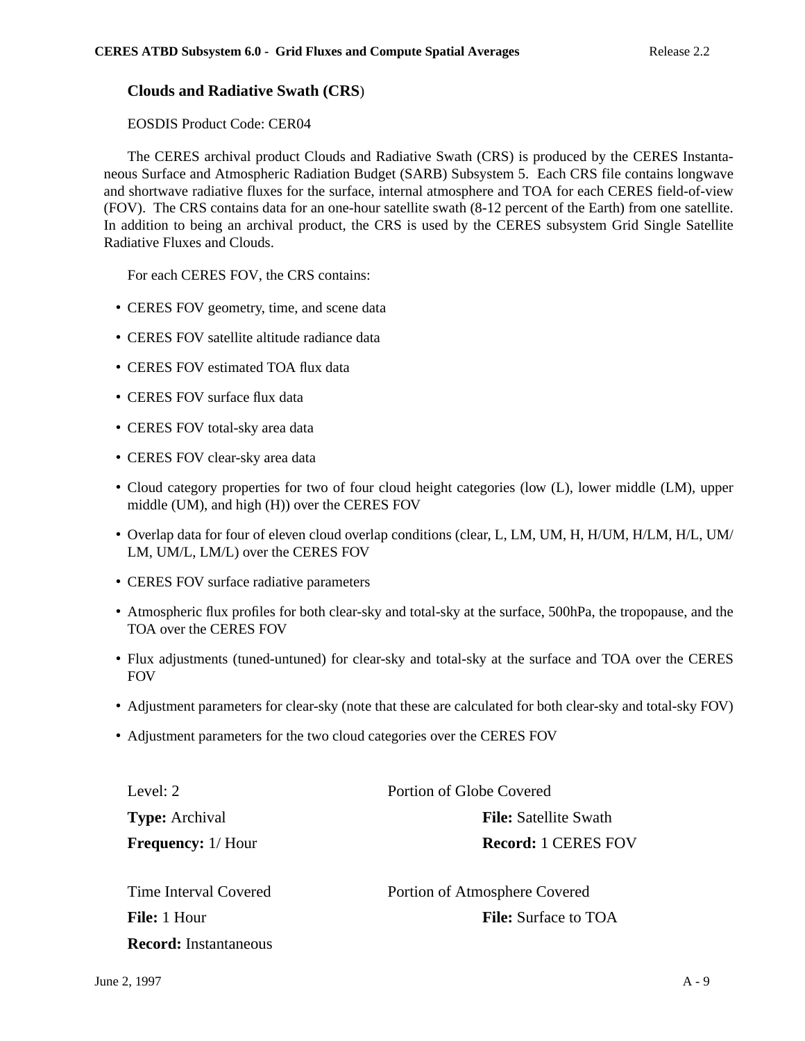### Clouds and Radiative Swath (CRS)

EOSDIS Product Code: CER04

The CERES archival product Clouds and Radiative Swath (CRS) is produced by the CERES Instantaneous Surface and Atmospheric Radiation Budget (SARB) Subsystem 5. Each CRS file contains longwave and shortwave radiative fluxes for the surface, internal atmosphere and TOA for each CERES field-of-view (FOV). The CRS contains data for an one-hour satellite swath (8-12 percent of the Earth) from one satellite. In addition to being an archival product, the CRS is used by the CERES subsystem Grid Single Satellite Radiative Fluxes and Clouds.

For each CERES FOV, the CRS contains:

- CERES FOV geometry, time, and scene data
- CERES FOV satellite altitude radiance data
- CERES FOV estimated TOA flux data
- CERES FOV surface flux data
- CERES FOV total-sky area data
- CERES FOV clear-sky area data
- Cloud category properties for two of four cloud height categories (low (L), lower middle (LM), upper middle (UM), and high (H)) over the CERES FOV
- Overlap data for four of eleven cloud overlap conditions (clear, L, LM, UM, H, H/UM, H/LM, H/L, UM/LM, UM/L, LM/L) over the CERES FOV
- CERES FOV surface radiative parameters
- Atmospheric flux profiles for both clear-sky and total-sky at the surface, 500hPa, the tropopause, and the TOA over the CERES FOV
- Flux adjustments (tuned-untuned) for clear-sky and total-sky at the surface and TOA over the CERES FOV
- Adjustment parameters for clear-sky (note that these are calculated for both clear-sky and total-sky FOV)
- Adjustment parameters for the two cloud categories over the CERES FOV

Level: 2

**Type:** Archival

**Frequency:** 1/ Hour

Portion of Globe Covered

**File:** Satellite Swath

**Record:** 1 CERES FOV

Time Interval Covered

**File:** 1 Hour

**Record:** Instantaneous

Portion of Atmosphere Covered

**File:** Surface to TOA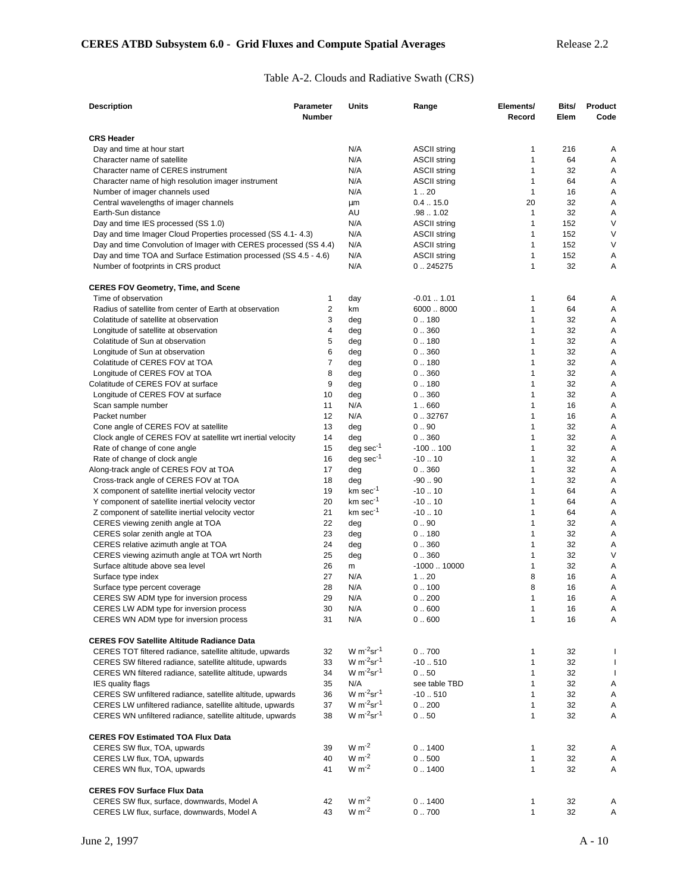Table A-2. Clouds and Radiative Swath (CRS)

| Description | Parameter Number | Units | Range | Elements/ Record | Bits/ Elem | Product Code |
|---|---|---|---|---|---|---|
| **CRS Header** | | | | | | |
| Day and time at hour start | | N/A | ASCII string | 1 | 216 | A |
| Character name of satellite | | N/A | ASCII string | 1 | 64 | A |
| Character name of CERES instrument | | N/A | ASCII string | 1 | 32 | A |
| Character name of high resolution imager instrument | | N/A | ASCII string | 1 | 64 | A |
| Number of imager channels used | | N/A | 1 .. 20 | 1 | 16 | A |
| Central wavelengths of imager channels | | µm | 0.4 .. 15.0 | 20 | 32 | A |
| Earth-Sun distance | | AU | .98 .. 1.02 | 1 | 32 | A |
| Day and time IES processed (SS 1.0) | | N/A | ASCII string | 1 | 152 | V |
| Day and time Imager Cloud Properties processed (SS 4.1- 4.3) | | N/A | ASCII string | 1 | 152 | V |
| Day and time Convolution of Imager with CERES processed (SS 4.4) | | N/A | ASCII string | 1 | 152 | V |
| Day and time TOA and Surface Estimation processed (SS 4.5 - 4.6) | | N/A | ASCII string | 1 | 152 | A |
| Number of footprints in CRS product | | N/A | 0 .. 245275 | 1 | 32 | A |
| **CERES FOV Geometry, Time, and Scene** | | | | | | |
| Time of observation | 1 | day | -0.01 .. 1.01 | 1 | 64 | A |
| Radius of satellite from center of Earth at observation | 2 | km | 6000 .. 8000 | 1 | 64 | A |
| Colatitude of satellite at observation | 3 | deg | 0 .. 180 | 1 | 32 | A |
| Longitude of satellite at observation | 4 | deg | 0 .. 360 | 1 | 32 | A |
| Colatitude of Sun at observation | 5 | deg | 0 .. 180 | 1 | 32 | A |
| Longitude of Sun at observation | 6 | deg | 0 .. 360 | 1 | 32 | A |
| Colatitude of CERES FOV at TOA | 7 | deg | 0 .. 180 | 1 | 32 | A |
| Longitude of CERES FOV at TOA | 8 | deg | 0 .. 360 | 1 | 32 | A |
| Colatitude of CERES FOV at surface | 9 | deg | 0 .. 180 | 1 | 32 | A |
| Longitude of CERES FOV at surface | 10 | deg | 0 .. 360 | 1 | 32 | A |
| Scan sample number | 11 | N/A | 1 .. 660 | 1 | 16 | A |
| Packet number | 12 | N/A | 0 .. 32767 | 1 | 16 | A |
| Cone angle of CERES FOV at satellite | 13 | deg | 0 .. 90 | 1 | 32 | A |
| Clock angle of CERES FOV at satellite wrt inertial velocity | 14 | deg | 0 .. 360 | 1 | 32 | A |
| Rate of change of cone angle | 15 | deg $sec^{-1}$ | -100 .. 100 | 1 | 32 | A |
| Rate of change of clock angle | 16 | deg $sec^{-1}$ | -10 .. 10 | 1 | 32 | A |
| Along-track angle of CERES FOV at TOA | 17 | deg | 0 .. 360 | 1 | 32 | A |
| Cross-track angle of CERES FOV at TOA | 18 | deg | -90 .. 90 | 1 | 32 | A |
| X component of satellite inertial velocity vector | 19 | km $sec^{-1}$ | -10 .. 10 | 1 | 64 | A |
| Y component of satellite inertial velocity vector | 20 | km $sec^{-1}$ | -10 .. 10 | 1 | 64 | A |
| Z component of satellite inertial velocity vector | 21 | km $sec^{-1}$ | -10 .. 10 | 1 | 64 | A |
| CERES viewing zenith angle at TOA | 22 | deg | 0 .. 90 | 1 | 32 | A |
| CERES solar zenith angle at TOA | 23 | deg | 0 .. 180 | 1 | 32 | A |
| CERES relative azimuth angle at TOA | 24 | deg | 0 .. 360 | 1 | 32 | A |
| CERES viewing azimuth angle at TOA wrt North | 25 | deg | 0 .. 360 | 1 | 32 | V |
| Surface altitude above sea level | 26 | m | -1000 .. 10000 | 1 | 32 | A |
| Surface type index | 27 | N/A | 1 .. 20 | 8 | 16 | A |
| Surface type percent coverage | 28 | N/A | 0 .. 100 | 8 | 16 | A |
| CERES SW ADM type for inversion process | 29 | N/A | 0 .. 200 | 1 | 16 | A |
| CERES LW ADM type for inversion process | 30 | N/A | 0 .. 600 | 1 | 16 | A |
| CERES WN ADM type for inversion process | 31 | N/A | 0 .. 600 | 1 | 16 | A |
| **CERES FOV Satellite Altitude Radiance Data** | | | | | | |
| CERES TOT filtered radiance, satellite altitude, upwards | 32 | W $m^{-2}sr^{-1}$ | 0 .. 700 | 1 | 32 | I |
| CERES SW filtered radiance, satellite altitude, upwards | 33 | W $m^{-2}sr^{-1}$ | -10 .. 510 | 1 | 32 | I |
| CERES WN filtered radiance, satellite altitude, upwards | 34 | W $m^{-2}sr^{-1}$ | 0 .. 50 | 1 | 32 | I |
| IES quality flags | 35 | N/A | see table TBD | 1 | 32 | A |
| CERES SW unfiltered radiance, satellite altitude, upwards | 36 | W $m^{-2}sr^{-1}$ | -10 .. 510 | 1 | 32 | A |
| CERES LW unfiltered radiance, satellite altitude, upwards | 37 | W $m^{-2}sr^{-1}$ | 0 .. 200 | 1 | 32 | A |
| CERES WN unfiltered radiance, satellite altitude, upwards | 38 | W $m^{-2}sr^{-1}$ | 0 .. 50 | 1 | 32 | A |
| **CERES FOV Estimated TOA Flux Data** | | | | | | |
| CERES SW flux, TOA, upwards | 39 | W $m^{-2}$ | 0 .. 1400 | 1 | 32 | A |
| CERES LW flux, TOA, upwards | 40 | W $m^{-2}$ | 0 .. 500 | 1 | 32 | A |
| CERES WN flux, TOA, upwards | 41 | W $m^{-2}$ | 0 .. 1400 | 1 | 32 | A |
| **CERES FOV Surface Flux Data** | | | | | | |
| CERES SW flux, surface, downwards, Model A | 42 | W $m^{-2}$ | 0 .. 1400 | 1 | 32 | A |
| CERES LW flux, surface, downwards, Model A | 43 | W $m^{-2}$ | 0 .. 700 | 1 | 32 | A |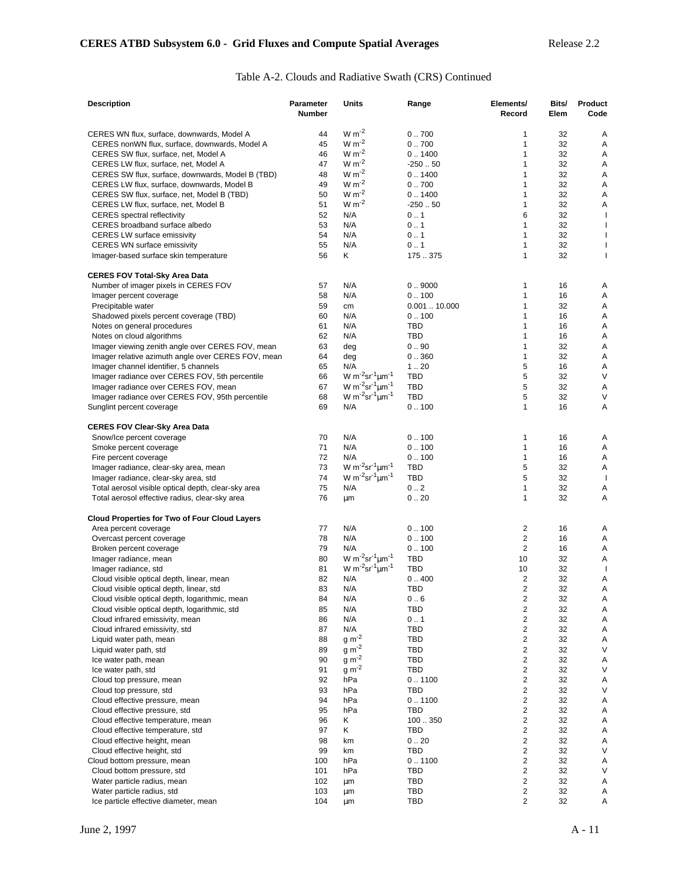Table A-2. Clouds and Radiative Swath (CRS) Continued

| Description | Parameter Number | Units | Range | Elements/ Record | Bits/ Elem | Product Code |
|---|---|---|---|---|---|---|
| CERES WN flux, surface, downwards, Model A | 44 | $W\ m^{-2}$ | 0 .. 700 | 1 | 32 | A |
| CERES nonWN flux, surface, downwards, Model A | 45 | $W\ m^{-2}$ | 0 .. 700 | 1 | 32 | A |
| CERES SW flux, surface, net, Model A | 46 | $W\ m^{-2}$ | 0 .. 1400 | 1 | 32 | A |
| CERES LW flux, surface, net, Model A | 47 | $W\ m^{-2}$ | -250 .. 50 | 1 | 32 | A |
| CERES SW flux, surface, downwards, Model B (TBD) | 48 | $W\ m^{-2}$ | 0 .. 1400 | 1 | 32 | A |
| CERES LW flux, surface, downwards, Model B | 49 | $W\ m^{-2}$ | 0 .. 700 | 1 | 32 | A |
| CERES SW flux, surface, net, Model B (TBD) | 50 | $W\ m^{-2}$ | 0 .. 1400 | 1 | 32 | A |
| CERES LW flux, surface, net, Model B | 51 | $W\ m^{-2}$ | -250 .. 50 | 1 | 32 | A |
| CERES spectral reflectivity | 52 | N/A | 0 .. 1 | 6 | 32 | I |
| CERES broadband surface albedo | 53 | N/A | 0 .. 1 | 1 | 32 | I |
| CERES LW surface emissivity | 54 | N/A | 0 .. 1 | 1 | 32 | I |
| CERES WN surface emissivity | 55 | N/A | 0 .. 1 | 1 | 32 | I |
| Imager-based surface skin temperature | 56 | K | 175 .. 375 | 1 | 32 | I |
| **CERES FOV Total-Sky Area Data** | | | | | | |
| Number of imager pixels in CERES FOV | 57 | N/A | 0 .. 9000 | 1 | 16 | A |
| Imager percent coverage | 58 | N/A | 0 .. 100 | 1 | 16 | A |
| Precipitable water | 59 | cm | 0.001 .. 10.000 | 1 | 32 | A |
| Shadowed pixels percent coverage (TBD) | 60 | N/A | 0 .. 100 | 1 | 16 | A |
| Notes on general procedures | 61 | N/A | TBD | 1 | 16 | A |
| Notes on cloud algorithms | 62 | N/A | TBD | 1 | 16 | A |
| Imager viewing zenith angle over CERES FOV, mean | 63 | deg | 0 .. 90 | 1 | 32 | A |
| Imager relative azimuth angle over CERES FOV, mean | 64 | deg | 0 .. 360 | 1 | 32 | A |
| Imager channel identifier, 5 channels | 65 | N/A | 1 .. 20 | 5 | 16 | A |
| Imager radiance over CERES FOV, 5th percentile | 66 | $W\ m^{-2} sr^{-1} \mu m^{-1}$ | TBD | 5 | 32 | V |
| Imager radiance over CERES FOV, mean | 67 | $W\ m^{-2} sr^{-1} \mu m^{-1}$ | TBD | 5 | 32 | A |
| Imager radiance over CERES FOV, 95th percentile | 68 | $W\ m^{-2} sr^{-1} \mu m^{-1}$ | TBD | 5 | 32 | V |
| Sunglint percent coverage | 69 | N/A | 0 .. 100 | 1 | 16 | A |
| **CERES FOV Clear-Sky Area Data** | | | | | | |
| Snow/Ice percent coverage | 70 | N/A | 0 .. 100 | 1 | 16 | A |
| Smoke percent coverage | 71 | N/A | 0 .. 100 | 1 | 16 | A |
| Fire percent coverage | 72 | N/A | 0 .. 100 | 1 | 16 | A |
| Imager radiance, clear-sky area, mean | 73 | $W\ m^{-2} sr^{-1} \mu m^{-1}$ | TBD | 5 | 32 | A |
| Imager radiance, clear-sky area, std | 74 | $W\ m^{-2} sr^{-1} \mu m^{-1}$ | TBD | 5 | 32 | I |
| Total aerosol visible optical depth, clear-sky area | 75 | N/A | 0 .. 2 | 1 | 32 | A |
| Total aerosol effective radius, clear-sky area | 76 | µm | 0 .. 20 | 1 | 32 | A |
| **Cloud Properties for Two of Four Cloud Layers** | | | | | | |
| Area percent coverage | 77 | N/A | 0 .. 100 | 2 | 16 | A |
| Overcast percent coverage | 78 | N/A | 0 .. 100 | 2 | 16 | A |
| Broken percent coverage | 79 | N/A | 0 .. 100 | 2 | 16 | A |
| Imager radiance, mean | 80 | $W\ m^{-2} sr^{-1} \mu m^{-1}$ | TBD | 10 | 32 | A |
| Imager radiance, std | 81 | $W\ m^{-2} sr^{-1} \mu m^{-1}$ | TBD | 10 | 32 | I |
| Cloud visible optical depth, linear, mean | 82 | N/A | 0 .. 400 | 2 | 32 | A |
| Cloud visible optical depth, linear, std | 83 | N/A | TBD | 2 | 32 | A |
| Cloud visible optical depth, logarithmic, mean | 84 | N/A | 0 .. 6 | 2 | 32 | A |
| Cloud visible optical depth, logarithmic, std | 85 | N/A | TBD | 2 | 32 | A |
| Cloud infrared emissivity, mean | 86 | N/A | 0 .. 1 | 2 | 32 | A |
| Cloud infrared emissivity, std | 87 | N/A | TBD | 2 | 32 | A |
| Liquid water path, mean | 88 | $g\ m^{-2}$ | TBD | 2 | 32 | A |
| Liquid water path, std | 89 | $g\ m^{-2}$ | TBD | 2 | 32 | V |
| Ice water path, mean | 90 | $g\ m^{-2}$ | TBD | 2 | 32 | A |
| Ice water path, std | 91 | $g\ m^{-2}$ | TBD | 2 | 32 | V |
| Cloud top pressure, mean | 92 | hPa | 0 .. 1100 | 2 | 32 | A |
| Cloud top pressure, std | 93 | hPa | TBD | 2 | 32 | V |
| Cloud effective pressure, mean | 94 | hPa | 0 .. 1100 | 2 | 32 | A |
| Cloud effective pressure, std | 95 | hPa | TBD | 2 | 32 | A |
| Cloud effective temperature, mean | 96 | K | 100 .. 350 | 2 | 32 | A |
| Cloud effective temperature, std | 97 | K | TBD | 2 | 32 | A |
| Cloud effective height, mean | 98 | km | 0 .. 20 | 2 | 32 | A |
| Cloud effective height, std | 99 | km | TBD | 2 | 32 | V |
| Cloud bottom pressure, mean | 100 | hPa | 0 .. 1100 | 2 | 32 | A |
| Cloud bottom pressure, std | 101 | hPa | TBD | 2 | 32 | V |
| Water particle radius, mean | 102 | µm | TBD | 2 | 32 | A |
| Water particle radius, std | 103 | µm | TBD | 2 | 32 | A |
| Ice particle effective diameter, mean | 104 | µm | TBD | 2 | 32 | A |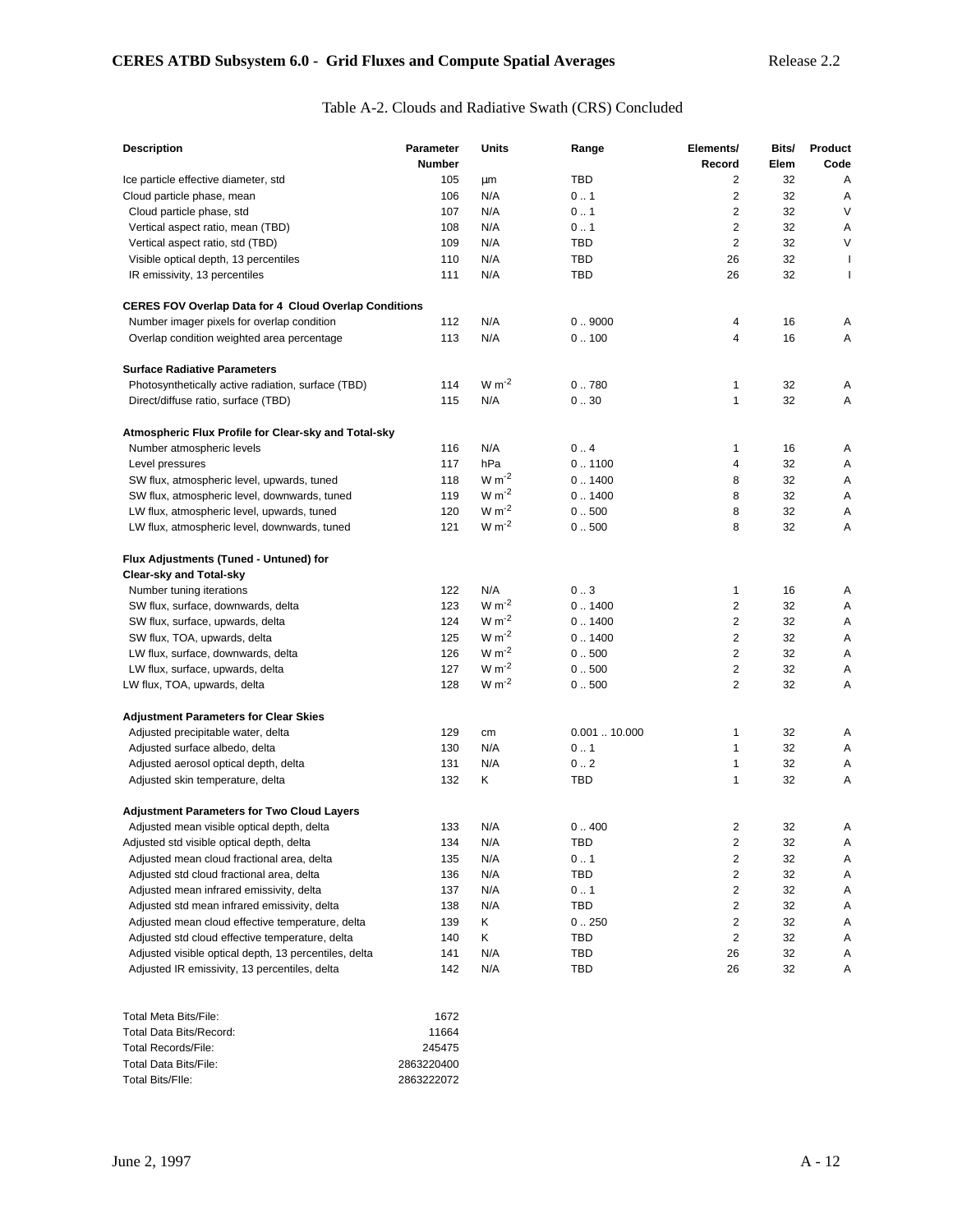Table A-2. Clouds and Radiative Swath (CRS) Concluded

| Description | Parameter Number | Units | Range | Elements/ Record | Bits/ Elem | Product Code |
|---|---|---|---|---|---|---|
| Ice particle effective diameter, std | 105 | µm | TBD | 2 | 32 | A |
| Cloud particle phase, mean | 106 | N/A | 0 .. 1 | 2 | 32 | A |
| Cloud particle phase, std | 107 | N/A | 0 .. 1 | 2 | 32 | V |
| Vertical aspect ratio, mean (TBD) | 108 | N/A | 0 .. 1 | 2 | 32 | A |
| Vertical aspect ratio, std (TBD) | 109 | N/A | TBD | 2 | 32 | V |
| Visible optical depth, 13 percentiles | 110 | N/A | TBD | 26 | 32 | I |
| IR emissivity, 13 percentiles | 111 | N/A | TBD | 26 | 32 | I |
| **CERES FOV Overlap Data for 4 Cloud Overlap Conditions** | | | | | | |
| Number imager pixels for overlap condition | 112 | N/A | 0 .. 9000 | 4 | 16 | A |
| Overlap condition weighted area percentage | 113 | N/A | 0 .. 100 | 4 | 16 | A |
| **Surface Radiative Parameters** | | | | | | |
| Photosynthetically active radiation, surface (TBD) | 114 | W m$^{-2}$ | 0 .. 780 | 1 | 32 | A |
| Direct/diffuse ratio, surface (TBD) | 115 | N/A | 0 .. 30 | 1 | 32 | A |
| **Atmospheric Flux Profile for Clear-sky and Total-sky** | | | | | | |
| Number atmospheric levels | 116 | N/A | 0 .. 4 | 1 | 16 | A |
| Level pressures | 117 | hPa | 0 .. 1100 | 4 | 32 | A |
| SW flux, atmospheric level, upwards, tuned | 118 | W m$^{-2}$ | 0 .. 1400 | 8 | 32 | A |
| SW flux, atmospheric level, downwards, tuned | 119 | W m$^{-2}$ | 0 .. 1400 | 8 | 32 | A |
| LW flux, atmospheric level, upwards, tuned | 120 | W m$^{-2}$ | 0 .. 500 | 8 | 32 | A |
| LW flux, atmospheric level, downwards, tuned | 121 | W m$^{-2}$ | 0 .. 500 | 8 | 32 | A |
| **Flux Adjustments (Tuned - Untuned) for Clear-sky and Total-sky** | | | | | | |
| Number tuning iterations | 122 | N/A | 0 .. 3 | 1 | 16 | A |
| SW flux, surface, downwards, delta | 123 | W m$^{-2}$ | 0 .. 1400 | 2 | 32 | A |
| SW flux, surface, upwards, delta | 124 | W m$^{-2}$ | 0 .. 1400 | 2 | 32 | A |
| SW flux, TOA, upwards, delta | 125 | W m$^{-2}$ | 0 .. 1400 | 2 | 32 | A |
| LW flux, surface, downwards, delta | 126 | W m$^{-2}$ | 0 .. 500 | 2 | 32 | A |
| LW flux, surface, upwards, delta | 127 | W m$^{-2}$ | 0 .. 500 | 2 | 32 | A |
| LW flux, TOA, upwards, delta | 128 | W m$^{-2}$ | 0 .. 500 | 2 | 32 | A |
| **Adjustment Parameters for Clear Skies** | | | | | | |
| Adjusted precipitable water, delta | 129 | cm | 0.001 .. 10.000 | 1 | 32 | A |
| Adjusted surface albedo, delta | 130 | N/A | 0 .. 1 | 1 | 32 | A |
| Adjusted aerosol optical depth, delta | 131 | N/A | 0 .. 2 | 1 | 32 | A |
| Adjusted skin temperature, delta | 132 | K | TBD | 1 | 32 | A |
| **Adjustment Parameters for Two Cloud Layers** | | | | | | |
| Adjusted mean visible optical depth, delta | 133 | N/A | 0 .. 400 | 2 | 32 | A |
| Adjusted std visible optical depth, delta | 134 | N/A | TBD | 2 | 32 | A |
| Adjusted mean cloud fractional area, delta | 135 | N/A | 0 .. 1 | 2 | 32 | A |
| Adjusted std cloud fractional area, delta | 136 | N/A | TBD | 2 | 32 | A |
| Adjusted mean infrared emissivity, delta | 137 | N/A | 0 .. 1 | 2 | 32 | A |
| Adjusted std mean infrared emissivity, delta | 138 | N/A | TBD | 2 | 32 | A |
| Adjusted mean cloud effective temperature, delta | 139 | K | 0 .. 250 | 2 | 32 | A |
| Adjusted std cloud effective temperature, delta | 140 | K | TBD | 2 | 32 | A |
| Adjusted visible optical depth, 13 percentiles, delta | 141 | N/A | TBD | 26 | 32 | A |
| Adjusted IR emissivity, 13 percentiles, delta | 142 | N/A | TBD | 26 | 32 | A |

| | |
|---|---|
| Total Meta Bits/File: | 1672 |
| Total Data Bits/Record: | 11664 |
| Total Records/File: | 245475 |
| Total Data Bits/File: | 2863220400 |
| Total Bits/FIle: | 2863222072 |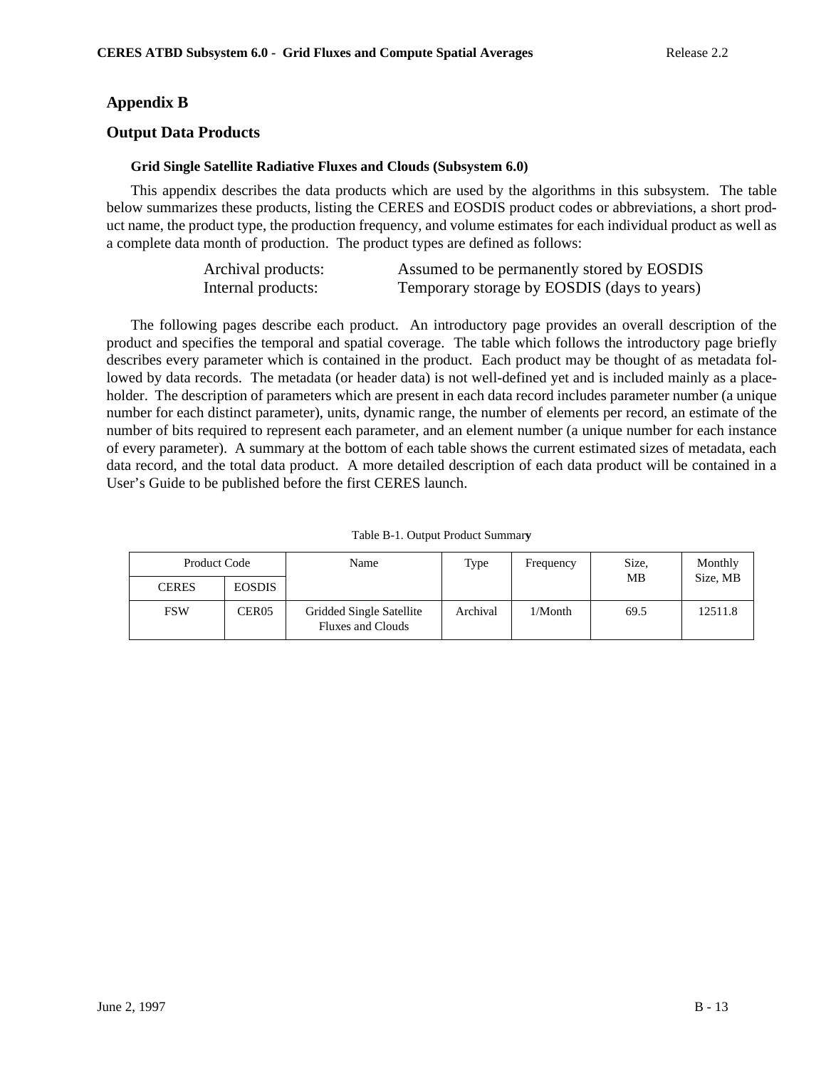# Appendix B

## Output Data Products

### Grid Single Satellite Radiative Fluxes and Clouds (Subsystem 6.0)

This appendix describes the data products which are used by the algorithms in this subsystem. The table below summarizes these products, listing the CERES and EOSDIS product codes or abbreviations, a short product name, the product type, the production frequency, and volume estimates for each individual product as well as a complete data month of production. The product types are defined as follows:

| | |
|---|---|
| Archival products: | Assumed to be permanently stored by EOSDIS |
| Internal products: | Temporary storage by EOSDIS (days to years) |

The following pages describe each product. An introductory page provides an overall description of the product and specifies the temporal and spatial coverage. The table which follows the introductory page briefly describes every parameter which is contained in the product. Each product may be thought of as metadata followed by data records. The metadata (or header data) is not well-defined yet and is included mainly as a placeholder. The description of parameters which are present in each data record includes parameter number (a unique number for each distinct parameter), units, dynamic range, the number of elements per record, an estimate of the number of bits required to represent each parameter, and an element number (a unique number for each instance of every parameter). A summary at the bottom of each table shows the current estimated sizes of metadata, each data record, and the total data product. A more detailed description of each data product will be contained in a User's Guide to be published before the first CERES launch.

Table B-1. Output Product Summary

| Product Code | | Name | Type | Frequency | Size, MB | Monthly Size, MB |
|---|---|---|---|---|---|---|
| CERES | EOSDIS | | | | | |
| FSW | CER05 | Gridded Single Satellite Fluxes and Clouds | Archival | 1/Month | 69.5 | 12511.8 |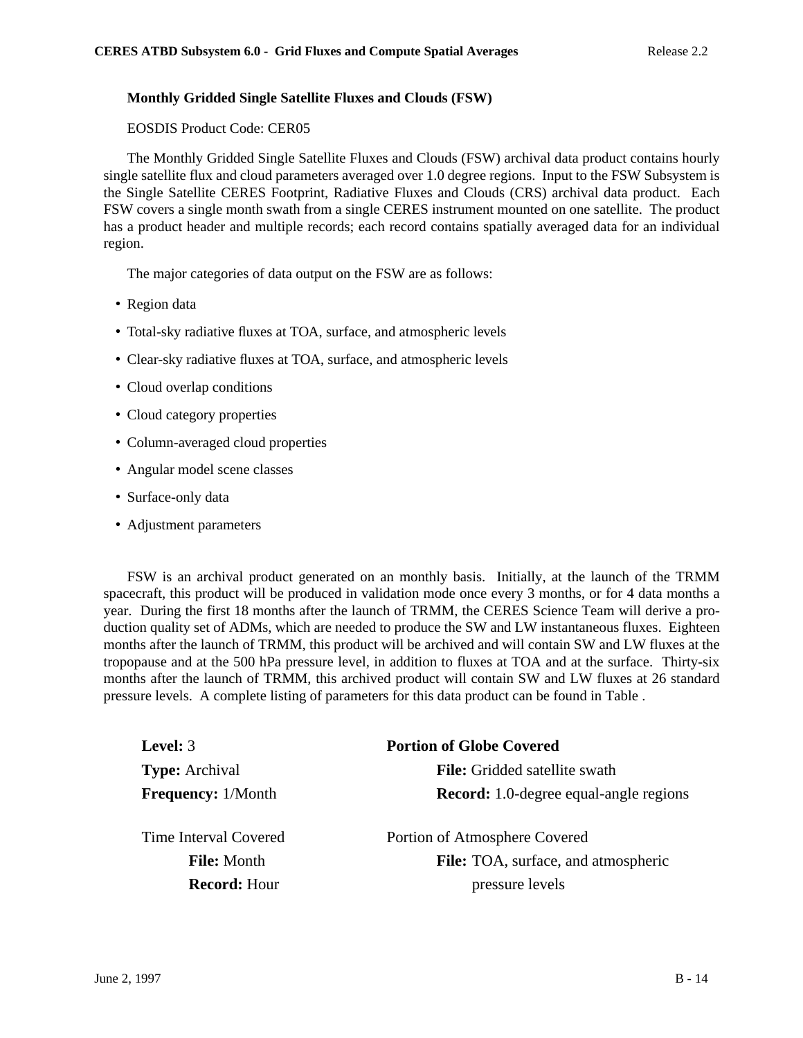### Monthly Gridded Single Satellite Fluxes and Clouds (FSW)

EOSDIS Product Code: CER05

The Monthly Gridded Single Satellite Fluxes and Clouds (FSW) archival data product contains hourly single satellite flux and cloud parameters averaged over 1.0 degree regions. Input to the FSW Subsystem is the Single Satellite CERES Footprint, Radiative Fluxes and Clouds (CRS) archival data product. Each FSW covers a single month swath from a single CERES instrument mounted on one satellite. The product has a product header and multiple records; each record contains spatially averaged data for an individual region.

The major categories of data output on the FSW are as follows:

- Region data
- Total-sky radiative fluxes at TOA, surface, and atmospheric levels
- Clear-sky radiative fluxes at TOA, surface, and atmospheric levels
- Cloud overlap conditions
- Cloud category properties
- Column-averaged cloud properties
- Angular model scene classes
- Surface-only data
- Adjustment parameters

FSW is an archival product generated on an monthly basis. Initially, at the launch of the TRMM spacecraft, this product will be produced in validation mode once every 3 months, or for 4 data months a year. During the first 18 months after the launch of TRMM, the CERES Science Team will derive a production quality set of ADMs, which are needed to produce the SW and LW instantaneous fluxes. Eighteen months after the launch of TRMM, this product will be archived and will contain SW and LW fluxes at the tropopause and at the 500 hPa pressure level, in addition to fluxes at TOA and at the surface. Thirty-six months after the launch of TRMM, this archived product will contain SW and LW fluxes at 26 standard pressure levels. A complete listing of parameters for this data product can be found in Table .

**Level:** 3

**Type:** Archival

**Frequency:** 1/Month

Time Interval Covered

- **File:** Month
- **Record:** Hour

**Portion of Globe Covered**

- **File:** Gridded satellite swath
- **Record:** 1.0-degree equal-angle regions

Portion of Atmosphere Covered

- **File:** TOA, surface, and atmospheric pressure levels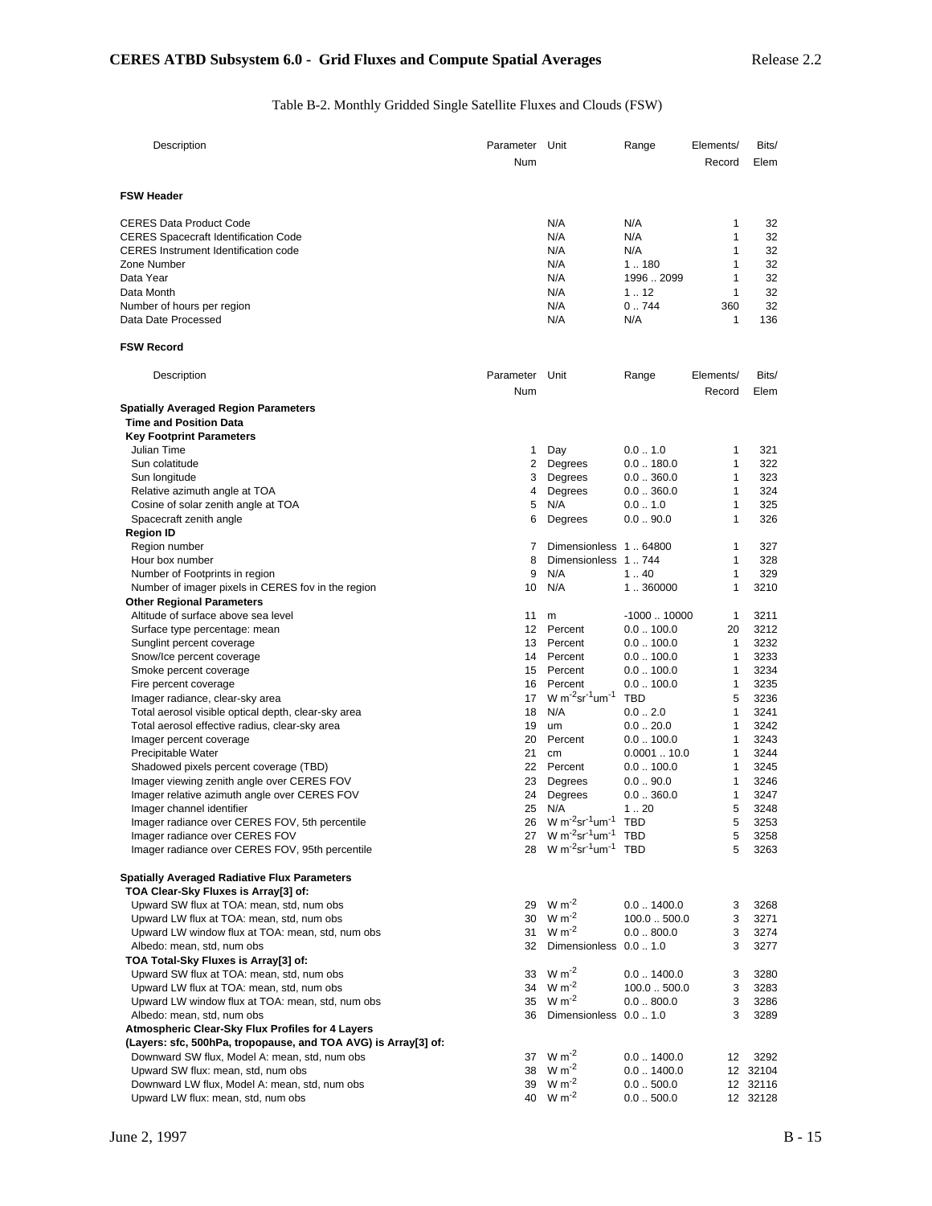Table B-2. Monthly Gridded Single Satellite Fluxes and Clouds (FSW)

| Description | Parameter Num | Unit | Range | Elements/ Record | Bits/ Elem |
|---|---|---|---|---|---|
| **FSW Header** | | | | | |
| CERES Data Product Code | | N/A | N/A | 1 | 32 |
| CERES Spacecraft Identification Code | | N/A | N/A | 1 | 32 |
| CERES Instrument Identification code | | N/A | N/A | 1 | 32 |
| Zone Number | | N/A | 1 .. 180 | 1 | 32 |
| Data Year | | N/A | 1996 .. 2099 | 1 | 32 |
| Data Month | | N/A | 1 .. 12 | 1 | 32 |
| Number of hours per region | | N/A | 0 .. 744 | 360 | 32 |
| Data Date Processed | | N/A | N/A | 1 | 136 |

**FSW Record**

| Description | Parameter Num | Unit | Range | Elements/ Record | Bits/ Elem |
|---|---|---|---|---|---|
| **Spatially Averaged Region Parameters** | | | | | |
| **Time and Position Data** | | | | | |
| **Key Footprint Parameters** | | | | | |
| Julian Time | 1 | Day | 0.0 .. 1.0 | 1 | 321 |
| Sun colatitude | 2 | Degrees | 0.0 .. 180.0 | 1 | 322 |
| Sun longitude | 3 | Degrees | 0.0 .. 360.0 | 1 | 323 |
| Relative azimuth angle at TOA | 4 | Degrees | 0.0 .. 360.0 | 1 | 324 |
| Cosine of solar zenith angle at TOA | 5 | N/A | 0.0 .. 1.0 | 1 | 325 |
| Spacecraft zenith angle | 6 | Degrees | 0.0 .. 90.0 | 1 | 326 |
| **Region ID** | | | | | |
| Region number | 7 | Dimensionless | 1 .. 64800 | 1 | 327 |
| Hour box number | 8 | Dimensionless | 1 .. 744 | 1 | 328 |
| Number of Footprints in region | 9 | N/A | 1 .. 40 | 1 | 329 |
| Number of imager pixels in CERES fov in the region | 10 | N/A | 1 .. 360000 | 1 | 3210 |
| **Other Regional Parameters** | | | | | |
| Altitude of surface above sea level | 11 | m | -1000 .. 10000 | 1 | 3211 |
| Surface type percentage: mean | 12 | Percent | 0.0 .. 100.0 | 20 | 3212 |
| Sunglint percent coverage | 13 | Percent | 0.0 .. 100.0 | 1 | 3232 |
| Snow/Ice percent coverage | 14 | Percent | 0.0 .. 100.0 | 1 | 3233 |
| Smoke percent coverage | 15 | Percent | 0.0 .. 100.0 | 1 | 3234 |
| Fire percent coverage | 16 | Percent | 0.0 .. 100.0 | 1 | 3235 |
| Imager radiance, clear-sky area | 17 | $W\ m^{-2} sr^{-1} um^{-1}$ | TBD | 5 | 3236 |
| Total aerosol visible optical depth, clear-sky area | 18 | N/A | 0.0 .. 2.0 | 1 | 3241 |
| Total aerosol effective radius, clear-sky area | 19 | um | 0.0 .. 20.0 | 1 | 3242 |
| Imager percent coverage | 20 | Percent | 0.0 .. 100.0 | 1 | 3243 |
| Precipitable Water | 21 | cm | 0.0001 .. 10.0 | 1 | 3244 |
| Shadowed pixels percent coverage (TBD) | 22 | Percent | 0.0 .. 100.0 | 1 | 3245 |
| Imager viewing zenith angle over CERES FOV | 23 | Degrees | 0.0 .. 90.0 | 1 | 3246 |
| Imager relative azimuth angle over CERES FOV | 24 | Degrees | 0.0 .. 360.0 | 1 | 3247 |
| Imager channel identifier | 25 | N/A | 1 .. 20 | 5 | 3248 |
| Imager radiance over CERES FOV, 5th percentile | 26 | $W\ m^{-2} sr^{-1} um^{-1}$ | TBD | 5 | 3253 |
| Imager radiance over CERES FOV | 27 | $W\ m^{-2} sr^{-1} um^{-1}$ | TBD | 5 | 3258 |
| Imager radiance over CERES FOV, 95th percentile | 28 | $W\ m^{-2} sr^{-1} um^{-1}$ | TBD | 5 | 3263 |
| **Spatially Averaged Radiative Flux Parameters** | | | | | |
| **TOA Clear-Sky Fluxes is Array[3] of:** | | | | | |
| Upward SW flux at TOA: mean, std, num obs | 29 | $W\ m^{-2}$ | 0.0 .. 1400.0 | 3 | 3268 |
| Upward LW flux at TOA: mean, std, num obs | 30 | $W\ m^{-2}$ | 100.0 .. 500.0 | 3 | 3271 |
| Upward LW window flux at TOA: mean, std, num obs | 31 | $W\ m^{-2}$ | 0.0 .. 800.0 | 3 | 3274 |
| Albedo: mean, std, num obs | 32 | Dimensionless | 0.0 .. 1.0 | 3 | 3277 |
| **TOA Total-Sky Fluxes is Array[3] of:** | | | | | |
| Upward SW flux at TOA: mean, std, num obs | 33 | $W\ m^{-2}$ | 0.0 .. 1400.0 | 3 | 3280 |
| Upward LW flux at TOA: mean, std, num obs | 34 | $W\ m^{-2}$ | 100.0 .. 500.0 | 3 | 3283 |
| Upward LW window flux at TOA: mean, std, num obs | 35 | $W\ m^{-2}$ | 0.0 .. 800.0 | 3 | 3286 |
| Albedo: mean, std, num obs | 36 | Dimensionless | 0.0 .. 1.0 | 3 | 3289 |
| **Atmospheric Clear-Sky Flux Profiles for 4 Layers** | | | | | |
| **(Layers: sfc, 500hPa, tropopause, and TOA AVG) is Array[3] of:** | | | | | |
| Downward SW flux, Model A: mean, std, num obs | 37 | $W\ m^{-2}$ | 0.0 .. 1400.0 | 12 | 3292 |
| Upward SW flux: mean, std, num obs | 38 | $W\ m^{-2}$ | 0.0 .. 1400.0 | 12 | 32104 |
| Downward LW flux, Model A: mean, std, num obs | 39 | $W\ m^{-2}$ | 0.0 .. 500.0 | 12 | 32116 |
| Upward LW flux: mean, std, num obs | 40 | $W\ m^{-2}$ | 0.0 .. 500.0 | 12 | 32128 |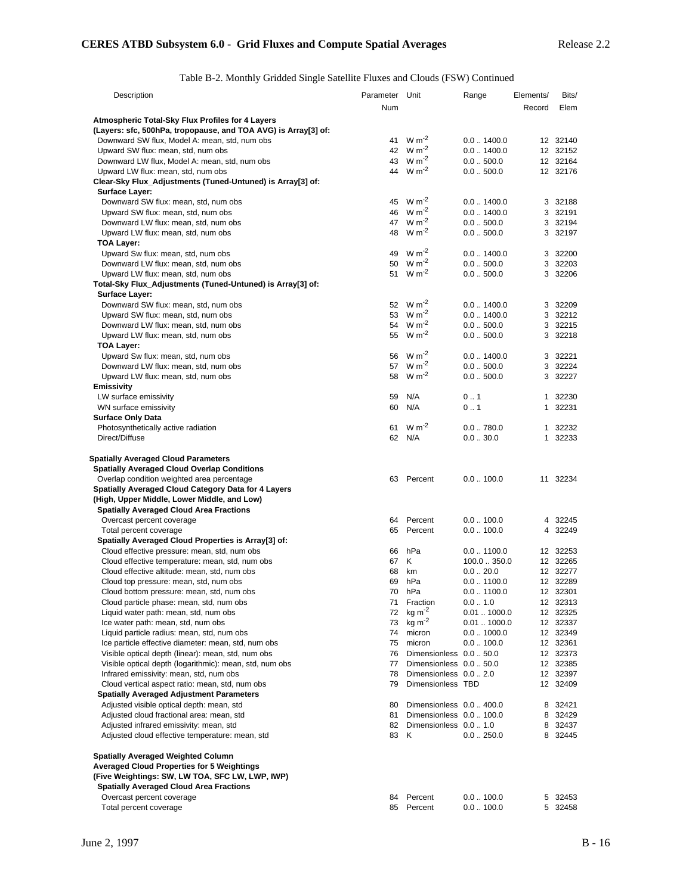Table B-2. Monthly Gridded Single Satellite Fluxes and Clouds (FSW) Continued

| Description | Parameter Num | Unit | Range | Elements/ Record | Bits/ Elem |
|---|---|---|---|---|---|
| **Atmospheric Total-Sky Flux Profiles for 4 Layers** | | | | | |
| **(Layers: sfc, 500hPa, tropopause, and TOA AVG) is Array[3] of:** | | | | | |
| Downward SW flux, Model A: mean, std, num obs | 41 | $W\ m^{-2}$ | 0.0 .. 1400.0 | 12 | 32140 |
| Upward SW flux: mean, std, num obs | 42 | $W\ m^{-2}$ | 0.0 .. 1400.0 | 12 | 32152 |
| Downward LW flux, Model A: mean, std, num obs | 43 | $W\ m^{-2}$ | 0.0 .. 500.0 | 12 | 32164 |
| Upward LW flux: mean, std, num obs | 44 | $W\ m^{-2}$ | 0.0 .. 500.0 | 12 | 32176 |
| **Clear-Sky Flux_Adjustments (Tuned-Untuned) is Array[3] of:** | | | | | |
| **Surface Layer:** | | | | | |
| Downward SW flux: mean, std, num obs | 45 | $W\ m^{-2}$ | 0.0 .. 1400.0 | 3 | 32188 |
| Upward SW flux: mean, std, num obs | 46 | $W\ m^{-2}$ | 0.0 .. 1400.0 | 3 | 32191 |
| Downward LW flux: mean, std, num obs | 47 | $W\ m^{-2}$ | 0.0 .. 500.0 | 3 | 32194 |
| Upward LW flux: mean, std, num obs | 48 | $W\ m^{-2}$ | 0.0 .. 500.0 | 3 | 32197 |
| **TOA Layer:** | | | | | |
| Upward Sw flux: mean, std, num obs | 49 | $W\ m^{-2}$ | 0.0 .. 1400.0 | 3 | 32200 |
| Downward LW flux: mean, std, num obs | 50 | $W\ m^{-2}$ | 0.0 .. 500.0 | 3 | 32203 |
| Upward LW flux: mean, std, num obs | 51 | $W\ m^{-2}$ | 0.0 .. 500.0 | 3 | 32206 |
| **Total-Sky Flux_Adjustments (Tuned-Untuned) is Array[3] of:** | | | | | |
| **Surface Layer:** | | | | | |
| Downward SW flux: mean, std, num obs | 52 | $W\ m^{-2}$ | 0.0 .. 1400.0 | 3 | 32209 |
| Upward SW flux: mean, std, num obs | 53 | $W\ m^{-2}$ | 0.0 .. 1400.0 | 3 | 32212 |
| Downward LW flux: mean, std, num obs | 54 | $W\ m^{-2}$ | 0.0 .. 500.0 | 3 | 32215 |
| Upward LW flux: mean, std, num obs | 55 | $W\ m^{-2}$ | 0.0 .. 500.0 | 3 | 32218 |
| **TOA Layer:** | | | | | |
| Upward Sw flux: mean, std, num obs | 56 | $W\ m^{-2}$ | 0.0 .. 1400.0 | 3 | 32221 |
| Downward LW flux: mean, std, num obs | 57 | $W\ m^{-2}$ | 0.0 .. 500.0 | 3 | 32224 |
| Upward LW flux: mean, std, num obs | 58 | $W\ m^{-2}$ | 0.0 .. 500.0 | 3 | 32227 |
| **Emissivity** | | | | | |
| LW surface emissivity | 59 | N/A | 0 .. 1 | 1 | 32230 |
| WN surface emissivity | 60 | N/A | 0 .. 1 | 1 | 32231 |
| **Surface Only Data** | | | | | |
| Photosynthetically active radiation | 61 | $W\ m^{-2}$ | 0.0 .. 780.0 | 1 | 32232 |
| Direct/Diffuse | 62 | N/A | 0.0 .. 30.0 | 1 | 32233 |
| **Spatially Averaged Cloud Parameters** | | | | | |
| **Spatially Averaged Cloud Overlap Conditions** | | | | | |
| Overlap condition weighted area percentage | 63 | Percent | 0.0 .. 100.0 | 11 | 32234 |
| **Spatially Averaged Cloud Category Data for 4 Layers** | | | | | |
| **(High, Upper Middle, Lower Middle, and Low)** | | | | | |
| **Spatially Averaged Cloud Area Fractions** | | | | | |
| Overcast percent coverage | 64 | Percent | 0.0 .. 100.0 | 4 | 32245 |
| Total percent coverage | 65 | Percent | 0.0 .. 100.0 | 4 | 32249 |
| **Spatially Averaged Cloud Properties is Array[3] of:** | | | | | |
| Cloud effective pressure: mean, std, num obs | 66 | hPa | 0.0 .. 1100.0 | 12 | 32253 |
| Cloud effective temperature: mean, std, num obs | 67 | K | 100.0 .. 350.0 | 12 | 32265 |
| Cloud effective altitude: mean, std, num obs | 68 | km | 0.0 .. 20.0 | 12 | 32277 |
| Cloud top pressure: mean, std, num obs | 69 | hPa | 0.0 .. 1100.0 | 12 | 32289 |
| Cloud bottom pressure: mean, std, num obs | 70 | hPa | 0.0 .. 1100.0 | 12 | 32301 |
| Cloud particle phase: mean, std, num obs | 71 | Fraction | 0.0 .. 1.0 | 12 | 32313 |
| Liquid water path: mean, std, num obs | 72 | $kg\ m^{-2}$ | 0.01 .. 1000.0 | 12 | 32325 |
| Ice water path: mean, std, num obs | 73 | $kg\ m^{-2}$ | 0.01 .. 1000.0 | 12 | 32337 |
| Liquid particle radius: mean, std, num obs | 74 | micron | 0.0 .. 1000.0 | 12 | 32349 |
| Ice particle effective diameter: mean, std, num obs | 75 | micron | 0.0 .. 100.0 | 12 | 32361 |
| Visible optical depth (linear): mean, std, num obs | 76 | Dimensionless | 0.0 .. 50.0 | 12 | 32373 |
| Visible optical depth (logarithmic): mean, std, num obs | 77 | Dimensionless | 0.0 .. 50.0 | 12 | 32385 |
| Infrared emissivity: mean, std, num obs | 78 | Dimensionless | 0.0 .. 2.0 | 12 | 32397 |
| Cloud vertical aspect ratio: mean, std, num obs | 79 | Dimensionless | TBD | 12 | 32409 |
| **Spatially Averaged Adjustment Parameters** | | | | | |
| Adjusted visible optical depth: mean, std | 80 | Dimensionless | 0.0 .. 400.0 | 8 | 32421 |
| Adjusted cloud fractional area: mean, std | 81 | Dimensionless | 0.0 .. 100.0 | 8 | 32429 |
| Adjusted infrared emissivity: mean, std | 82 | Dimensionless | 0.0 .. 1.0 | 8 | 32437 |
| Adjusted cloud effective temperature: mean, std | 83 | K | 0.0 .. 250.0 | 8 | 32445 |
| **Spatially Averaged Weighted Column** | | | | | |
| **Averaged Cloud Properties for 5 Weightings** | | | | | |
| **(Five Weightings: SW, LW TOA, SFC LW, LWP, IWP)** | | | | | |
| **Spatially Averaged Cloud Area Fractions** | | | | | |
| Overcast percent coverage | 84 | Percent | 0.0 .. 100.0 | 5 | 32453 |
| Total percent coverage | 85 | Percent | 0.0 .. 100.0 | 5 | 32458 |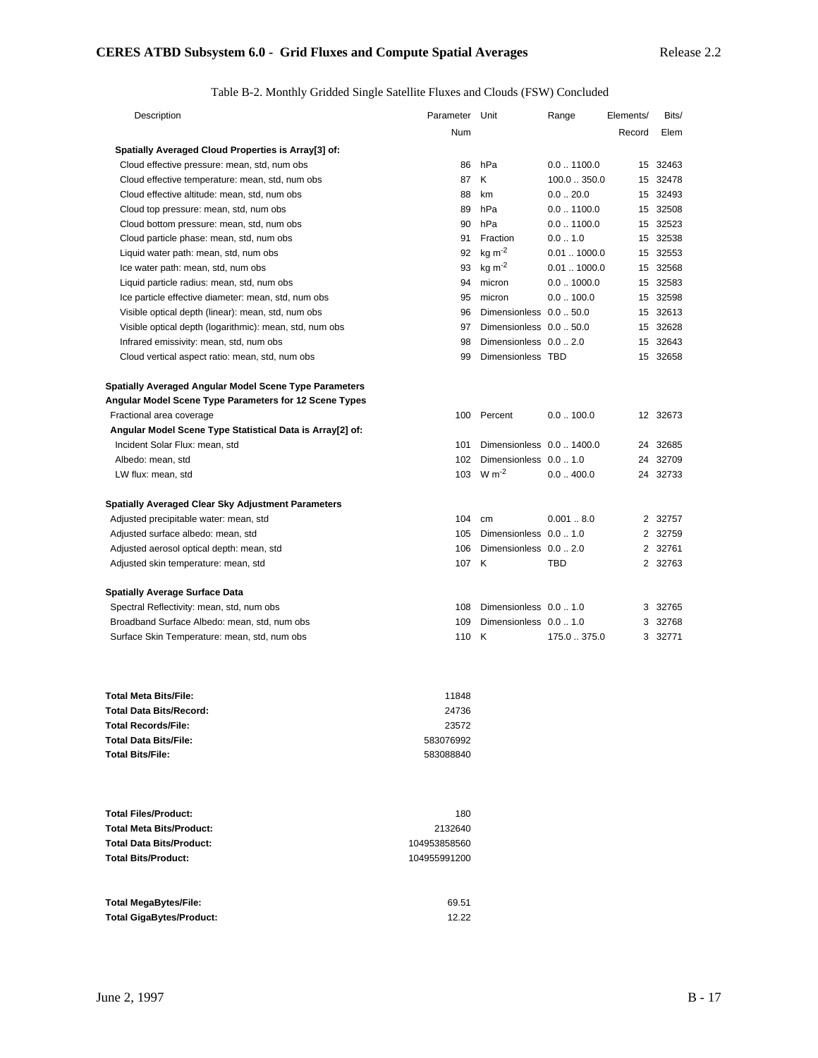Table B-2. Monthly Gridded Single Satellite Fluxes and Clouds (FSW) Concluded

| Description | Parameter Num | Unit | Range | Elements/ Record | Bits/ Elem |
|---|---|---|---|---|---|
| **Spatially Averaged Cloud Properties is Array[3] of:** | | | | | |
| Cloud effective pressure: mean, std, num obs | 86 | hPa | 0.0 .. 1100.0 | 15 | 32463 |
| Cloud effective temperature: mean, std, num obs | 87 | K | 100.0 .. 350.0 | 15 | 32478 |
| Cloud effective altitude: mean, std, num obs | 88 | km | 0.0 .. 20.0 | 15 | 32493 |
| Cloud top pressure: mean, std, num obs | 89 | hPa | 0.0 .. 1100.0 | 15 | 32508 |
| Cloud bottom pressure: mean, std, num obs | 90 | hPa | 0.0 .. 1100.0 | 15 | 32523 |
| Cloud particle phase: mean, std, num obs | 91 | Fraction | 0.0 .. 1.0 | 15 | 32538 |
| Liquid water path: mean, std, num obs | 92 | kg $m^{-2}$ | 0.01 .. 1000.0 | 15 | 32553 |
| Ice water path: mean, std, num obs | 93 | kg $m^{-2}$ | 0.01 .. 1000.0 | 15 | 32568 |
| Liquid particle radius: mean, std, num obs | 94 | micron | 0.0 .. 1000.0 | 15 | 32583 |
| Ice particle effective diameter: mean, std, num obs | 95 | micron | 0.0 .. 100.0 | 15 | 32598 |
| Visible optical depth (linear): mean, std, num obs | 96 | Dimensionless | 0.0 .. 50.0 | 15 | 32613 |
| Visible optical depth (logarithmic): mean, std, num obs | 97 | Dimensionless | 0.0 .. 50.0 | 15 | 32628 |
| Infrared emissivity: mean, std, num obs | 98 | Dimensionless | 0.0 .. 2.0 | 15 | 32643 |
| Cloud vertical aspect ratio: mean, std, num obs | 99 | Dimensionless | TBD | 15 | 32658 |
| | | | | | |
| **Spatially Averaged Angular Model Scene Type Parameters** | | | | | |
| **Angular Model Scene Type Parameters for 12 Scene Types** | | | | | |
| Fractional area coverage | 100 | Percent | 0.0 .. 100.0 | 12 | 32673 |
| **Angular Model Scene Type Statistical Data is Array[2] of:** | | | | | |
| Incident Solar Flux: mean, std | 101 | Dimensionless | 0.0 .. 1400.0 | 24 | 32685 |
| Albedo: mean, std | 102 | Dimensionless | 0.0 .. 1.0 | 24 | 32709 |
| LW flux: mean, std | 103 | W $m^{-2}$ | 0.0 .. 400.0 | 24 | 32733 |
| | | | | | |
| **Spatially Averaged Clear Sky Adjustment Parameters** | | | | | |
| Adjusted precipitable water: mean, std | 104 | cm | 0.001 .. 8.0 | 2 | 32757 |
| Adjusted surface albedo: mean, std | 105 | Dimensionless | 0.0 .. 1.0 | 2 | 32759 |
| Adjusted aerosol optical depth: mean, std | 106 | Dimensionless | 0.0 .. 2.0 | 2 | 32761 |
| Adjusted skin temperature: mean, std | 107 | K | TBD | 2 | 32763 |
| | | | | | |
| **Spatially Average Surface Data** | | | | | |
| Spectral Reflectivity: mean, std, num obs | 108 | Dimensionless | 0.0 .. 1.0 | 3 | 32765 |
| Broadband Surface Albedo: mean, std, num obs | 109 | Dimensionless | 0.0 .. 1.0 | 3 | 32768 |
| Surface Skin Temperature: mean, std, num obs | 110 | K | 175.0 .. 375.0 | 3 | 32771 |

| | |
|---|---|
| **Total Meta Bits/File:** | 11848 |
| **Total Data Bits/Record:** | 24736 |
| **Total Records/File:** | 23572 |
| **Total Data Bits/File:** | 583076992 |
| **Total Bits/File:** | 583088840 |

| | |
|---|---|
| **Total Files/Product:** | 180 |
| **Total Meta Bits/Product:** | 2132640 |
| **Total Data Bits/Product:** | 104953858560 |
| **Total Bits/Product:** | 104955991200 |

| | |
|---|---|
| **Total MegaBytes/File:** | 69.51 |
| **Total GigaBytes/Product:** | 12.22 |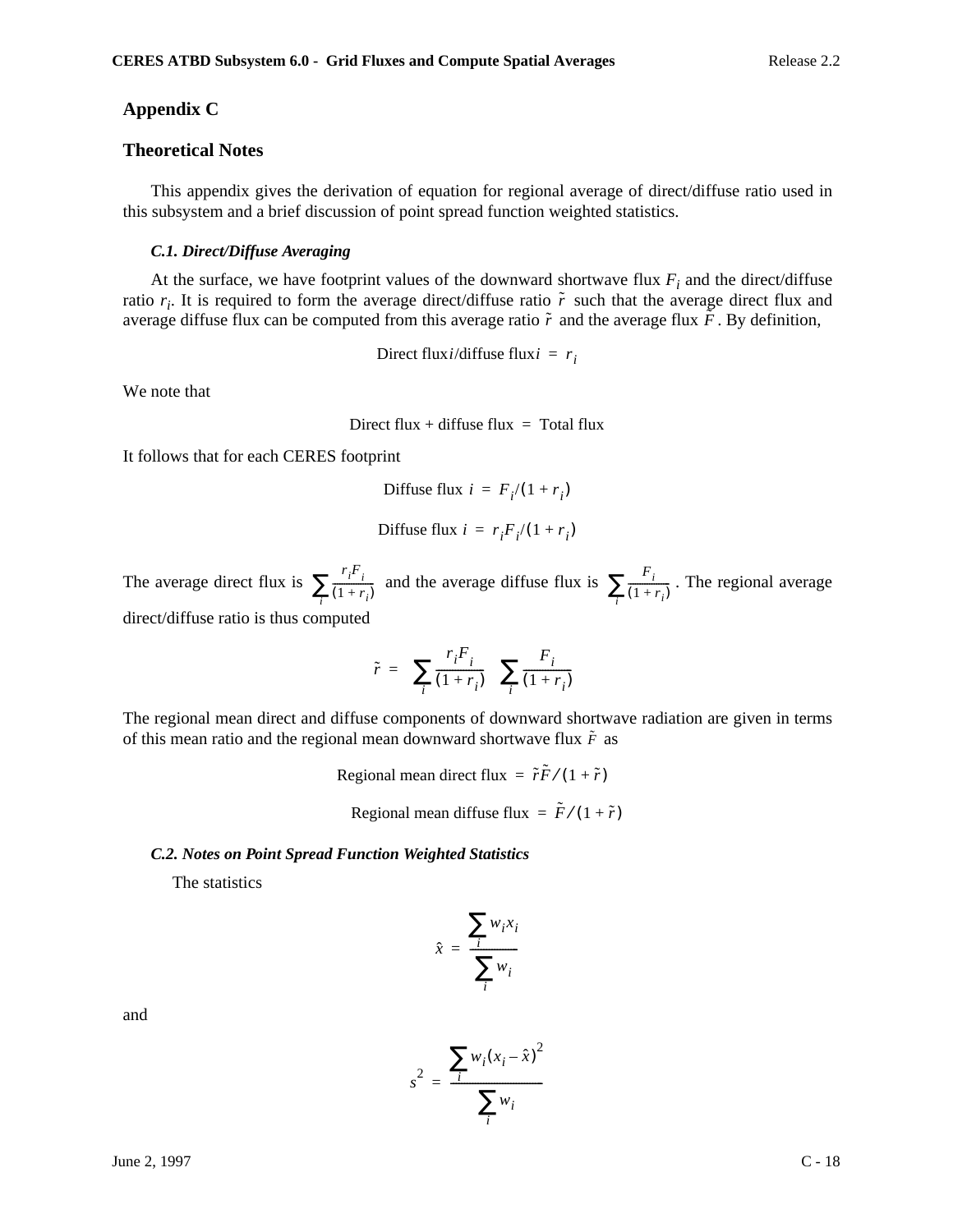# Appendix C

## Theoretical Notes

This appendix gives the derivation of equation for regional average of direct/diffuse ratio used in this subsystem and a brief discussion of point spread function weighted statistics.

### *C.1. Direct/Diffuse Averaging*

At the surface, we have footprint values of the downward shortwave flux $F_i$ and the direct/diffuse ratio $r_i$. It is required to form the average direct/diffuse ratio $\tilde{r}$ such that the average direct flux and average diffuse flux can be computed from this average ratio $\tilde{r}$ and the average flux $\tilde{F}$. By definition,

$$\text{Direct flux}i/\text{diffuse flux}i = r_i$$

We note that

$$\text{Direct flux + diffuse flux} = \text{Total flux}$$

It follows that for each CERES footprint

$$\text{Diffuse flux } i = F_i/(1 + r_i)$$

$$\text{Diffuse flux } i = r_i F_i/(1 + r_i)$$

The average direct flux is $\sum_i \frac{r_i F_i}{(1 + r_i)}$ and the average diffuse flux is $\sum_i \frac{F_i}{(1 + r_i)}$. The regional average direct/diffuse ratio is thus computed

$$\tilde{r} = \sum_i \frac{r_i F_i}{(1 + r_i)} \quad \sum_i \frac{F_i}{(1 + r_i)}$$

The regional mean direct and diffuse components of downward shortwave radiation are given in terms of this mean ratio and the regional mean downward shortwave flux $\tilde{F}$ as

$$\text{Regional mean direct flux} = \tilde{r}\tilde{F}/(1 + \tilde{r})$$

$$\text{Regional mean diffuse flux} = \tilde{F}/(1 + \tilde{r})$$

### *C.2. Notes on Point Spread Function Weighted Statistics*

The statistics

$$\hat{x} = \frac{\sum_i w_i x_i}{\sum_i w_i}$$

and

$$s^2 = \frac{\sum_i w_i (x_i - \hat{x})^2}{\sum_i w_i}$$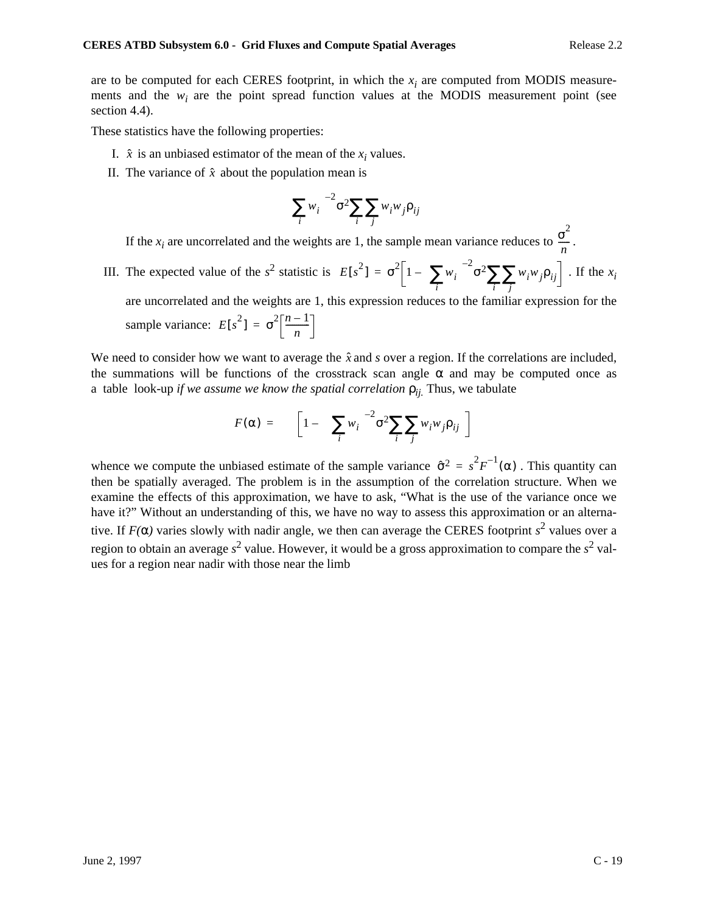are to be computed for each CERES footprint, in which the $x_i$ are computed from MODIS measurements and the $w_i$ are the point spread function values at the MODIS measurement point (see section 4.4).

These statistics have the following properties:

I. $\hat{x}$ is an unbiased estimator of the mean of the $x_i$ values.

II. The variance of $\hat{x}$ about the population mean is

$$\left(\sum_i w_i\right)^{-2} \sigma^2 \sum_i \sum_j w_i w_j \rho_{ij}$$

If the $x_i$ are uncorrelated and the weights are 1, the sample mean variance reduces to $\frac{\sigma^2}{n}$.

III. The expected value of the $s^2$ statistic is $E[s^2] = \sigma^2\left[1 - \left(\sum_i w_i\right)^{-2} \sigma^2 \sum_i \sum_j w_i w_j \rho_{ij}\right]$. If the $x_i$ are uncorrelated and the weights are 1, this expression reduces to the familiar expression for the sample variance: $E[s^2] = \sigma^2\left[\frac{n-1}{n}\right]$

We need to consider how we want to average the $\hat{x}$ and $s$ over a region. If the correlations are included, the summations will be functions of the crosstrack scan angle $\alpha$ and may be computed once as a table look-up *if we assume we know the spatial correlation* $\rho_{ij}$. Thus, we tabulate

$$F(\alpha) = \left[1 - \left(\sum_i w_i\right)^{-2} \sigma^2 \sum_i \sum_j w_i w_j \rho_{ij}\right]$$

whence we compute the unbiased estimate of the sample variance $\hat{\sigma}^2 = s^2 F^{-1}(\alpha)$. This quantity can then be spatially averaged. The problem is in the assumption of the correlation structure. When we examine the effects of this approximation, we have to ask, "What is the use of the variance once we have it?" Without an understanding of this, we have no way to assess this approximation or an alternative. If *F*($\alpha$) varies slowly with nadir angle, we then can average the CERES footprint $s^2$ values over a region to obtain an average $s^2$ value. However, it would be a gross approximation to compare the $s^2$ values for a region near nadir with those near the limb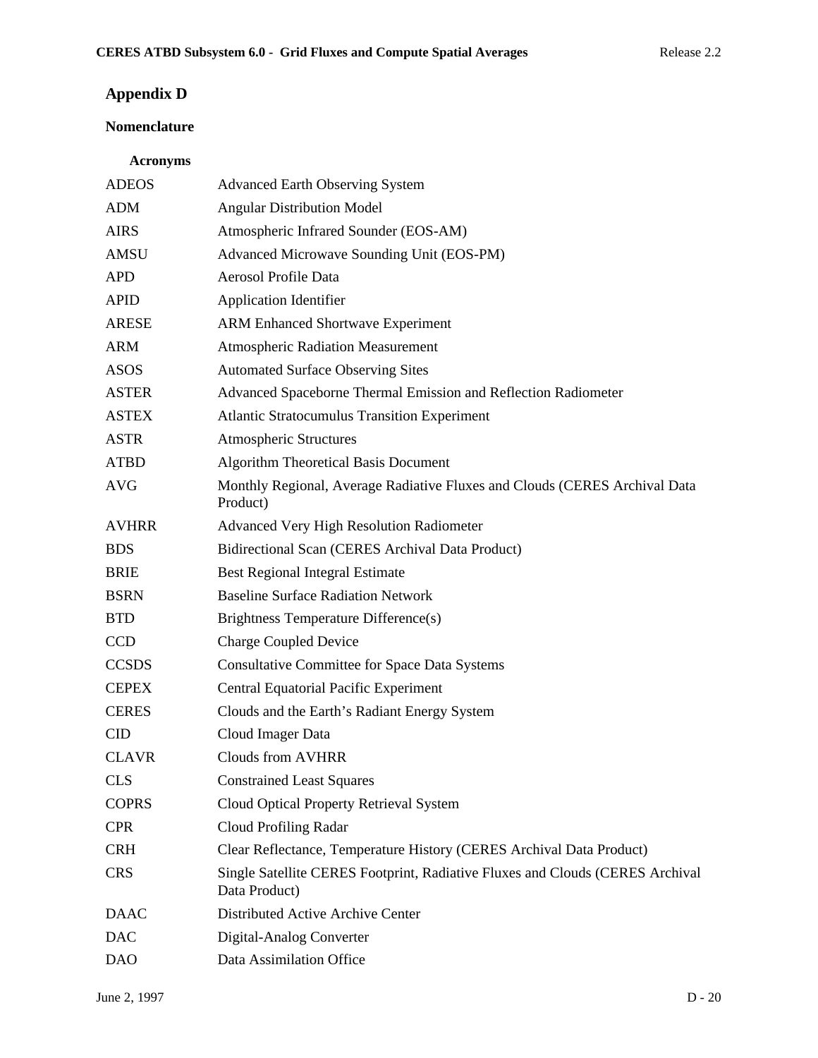# Appendix D

## Nomenclature

### Acronyms

| | |
|---|---|
| ADEOS | Advanced Earth Observing System |
| ADM | Angular Distribution Model |
| AIRS | Atmospheric Infrared Sounder (EOS-AM) |
| AMSU | Advanced Microwave Sounding Unit (EOS-PM) |
| APD | Aerosol Profile Data |
| APID | Application Identifier |
| ARESE | ARM Enhanced Shortwave Experiment |
| ARM | Atmospheric Radiation Measurement |
| ASOS | Automated Surface Observing Sites |
| ASTER | Advanced Spaceborne Thermal Emission and Reflection Radiometer |
| ASTEX | Atlantic Stratocumulus Transition Experiment |
| ASTR | Atmospheric Structures |
| ATBD | Algorithm Theoretical Basis Document |
| AVG | Monthly Regional, Average Radiative Fluxes and Clouds (CERES Archival Data Product) |
| AVHRR | Advanced Very High Resolution Radiometer |
| BDS | Bidirectional Scan (CERES Archival Data Product) |
| BRIE | Best Regional Integral Estimate |
| BSRN | Baseline Surface Radiation Network |
| BTD | Brightness Temperature Difference(s) |
| CCD | Charge Coupled Device |
| CCSDS | Consultative Committee for Space Data Systems |
| CEPEX | Central Equatorial Pacific Experiment |
| CERES | Clouds and the Earth's Radiant Energy System |
| CID | Cloud Imager Data |
| CLAVR | Clouds from AVHRR |
| CLS | Constrained Least Squares |
| COPRS | Cloud Optical Property Retrieval System |
| CPR | Cloud Profiling Radar |
| CRH | Clear Reflectance, Temperature History (CERES Archival Data Product) |
| CRS | Single Satellite CERES Footprint, Radiative Fluxes and Clouds (CERES Archival Data Product) |
| DAAC | Distributed Active Archive Center |
| DAC | Digital-Analog Converter |
| DAO | Data Assimilation Office |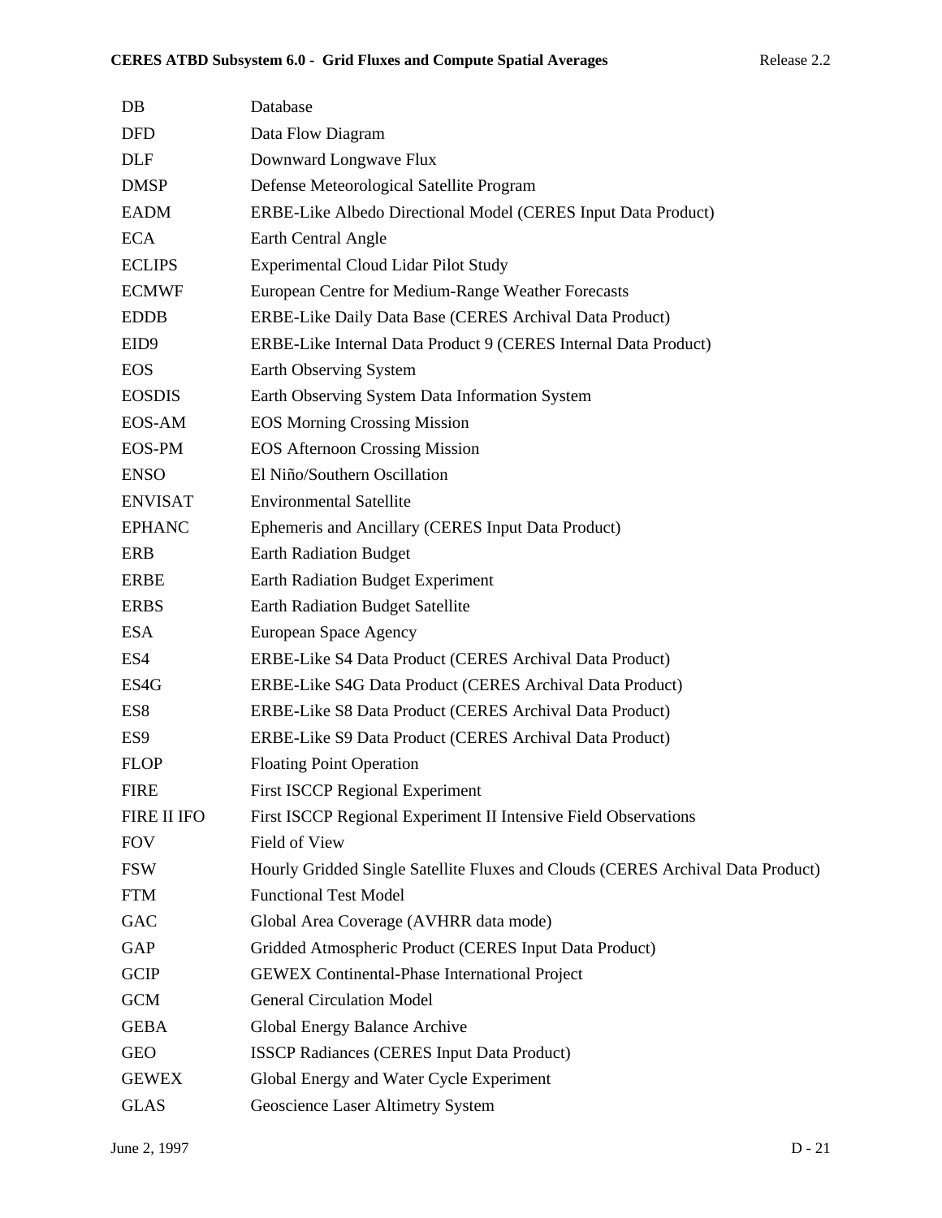| | |
|---|---|
| DB | Database |
| DFD | Data Flow Diagram |
| DLF | Downward Longwave Flux |
| DMSP | Defense Meteorological Satellite Program |
| EADM | ERBE-Like Albedo Directional Model (CERES Input Data Product) |
| ECA | Earth Central Angle |
| ECLIPS | Experimental Cloud Lidar Pilot Study |
| ECMWF | European Centre for Medium-Range Weather Forecasts |
| EDDB | ERBE-Like Daily Data Base (CERES Archival Data Product) |
| EID9 | ERBE-Like Internal Data Product 9 (CERES Internal Data Product) |
| EOS | Earth Observing System |
| EOSDIS | Earth Observing System Data Information System |
| EOS-AM | EOS Morning Crossing Mission |
| EOS-PM | EOS Afternoon Crossing Mission |
| ENSO | El Niño/Southern Oscillation |
| ENVISAT | Environmental Satellite |
| EPHANC | Ephemeris and Ancillary (CERES Input Data Product) |
| ERB | Earth Radiation Budget |
| ERBE | Earth Radiation Budget Experiment |
| ERBS | Earth Radiation Budget Satellite |
| ESA | European Space Agency |
| ES4 | ERBE-Like S4 Data Product (CERES Archival Data Product) |
| ES4G | ERBE-Like S4G Data Product (CERES Archival Data Product) |
| ES8 | ERBE-Like S8 Data Product (CERES Archival Data Product) |
| ES9 | ERBE-Like S9 Data Product (CERES Archival Data Product) |
| FLOP | Floating Point Operation |
| FIRE | First ISCCP Regional Experiment |
| FIRE II IFO | First ISCCP Regional Experiment II Intensive Field Observations |
| FOV | Field of View |
| FSW | Hourly Gridded Single Satellite Fluxes and Clouds (CERES Archival Data Product) |
| FTM | Functional Test Model |
| GAC | Global Area Coverage (AVHRR data mode) |
| GAP | Gridded Atmospheric Product (CERES Input Data Product) |
| GCIP | GEWEX Continental-Phase International Project |
| GCM | General Circulation Model |
| GEBA | Global Energy Balance Archive |
| GEO | ISSCP Radiances (CERES Input Data Product) |
| GEWEX | Global Energy and Water Cycle Experiment |
| GLAS | Geoscience Laser Altimetry System |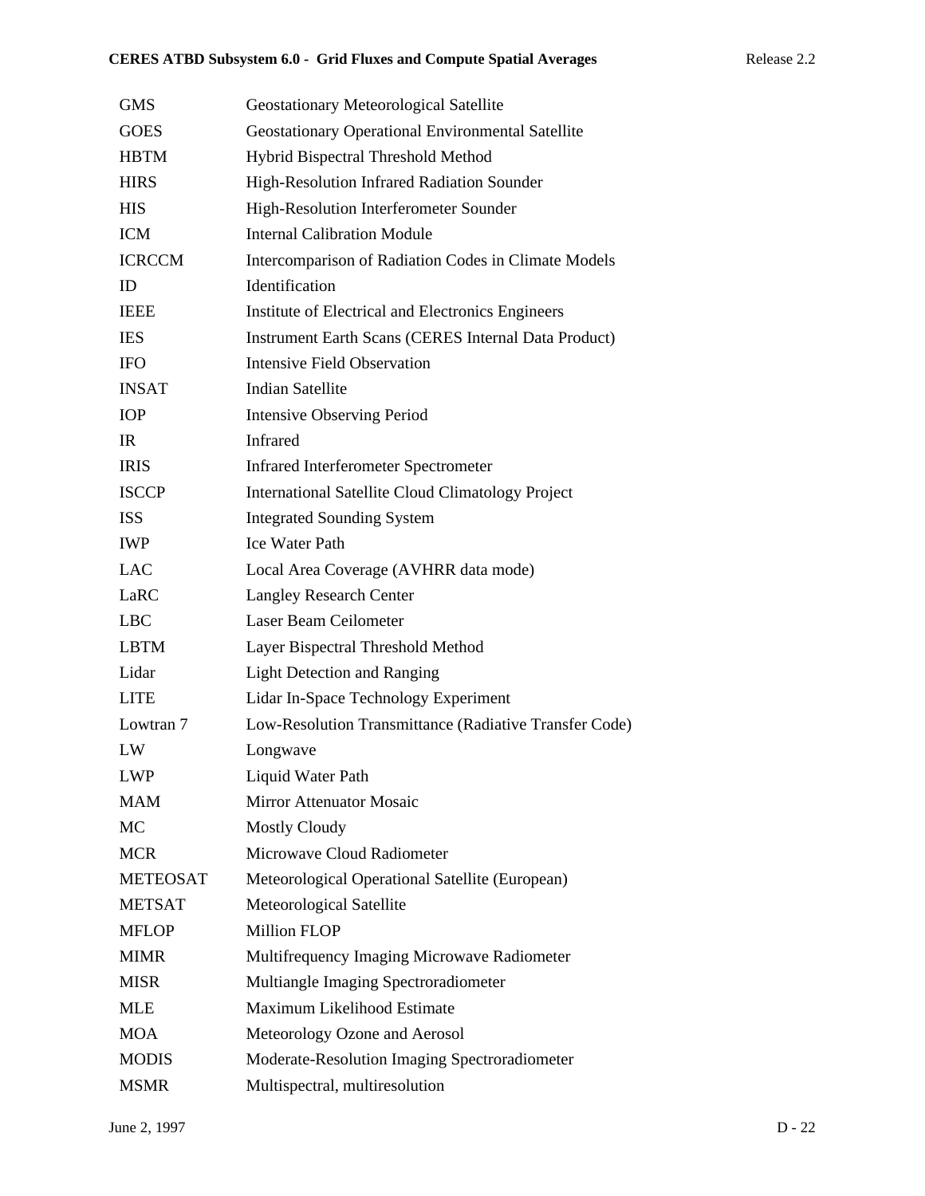| | |
|---|---|
| GMS | Geostationary Meteorological Satellite |
| GOES | Geostationary Operational Environmental Satellite |
| HBTM | Hybrid Bispectral Threshold Method |
| HIRS | High-Resolution Infrared Radiation Sounder |
| HIS | High-Resolution Interferometer Sounder |
| ICM | Internal Calibration Module |
| ICRCCM | Intercomparison of Radiation Codes in Climate Models |
| ID | Identification |
| IEEE | Institute of Electrical and Electronics Engineers |
| IES | Instrument Earth Scans (CERES Internal Data Product) |
| IFO | Intensive Field Observation |
| INSAT | Indian Satellite |
| IOP | Intensive Observing Period |
| IR | Infrared |
| IRIS | Infrared Interferometer Spectrometer |
| ISCCP | International Satellite Cloud Climatology Project |
| ISS | Integrated Sounding System |
| IWP | Ice Water Path |
| LAC | Local Area Coverage (AVHRR data mode) |
| LaRC | Langley Research Center |
| LBC | Laser Beam Ceilometer |
| LBTM | Layer Bispectral Threshold Method |
| Lidar | Light Detection and Ranging |
| LITE | Lidar In-Space Technology Experiment |
| Lowtran 7 | Low-Resolution Transmittance (Radiative Transfer Code) |
| LW | Longwave |
| LWP | Liquid Water Path |
| MAM | Mirror Attenuator Mosaic |
| MC | Mostly Cloudy |
| MCR | Microwave Cloud Radiometer |
| METEOSAT | Meteorological Operational Satellite (European) |
| METSAT | Meteorological Satellite |
| MFLOP | Million FLOP |
| MIMR | Multifrequency Imaging Microwave Radiometer |
| MISR | Multiangle Imaging Spectroradiometer |
| MLE | Maximum Likelihood Estimate |
| MOA | Meteorology Ozone and Aerosol |
| MODIS | Moderate-Resolution Imaging Spectroradiometer |
| MSMR | Multispectral, multiresolution |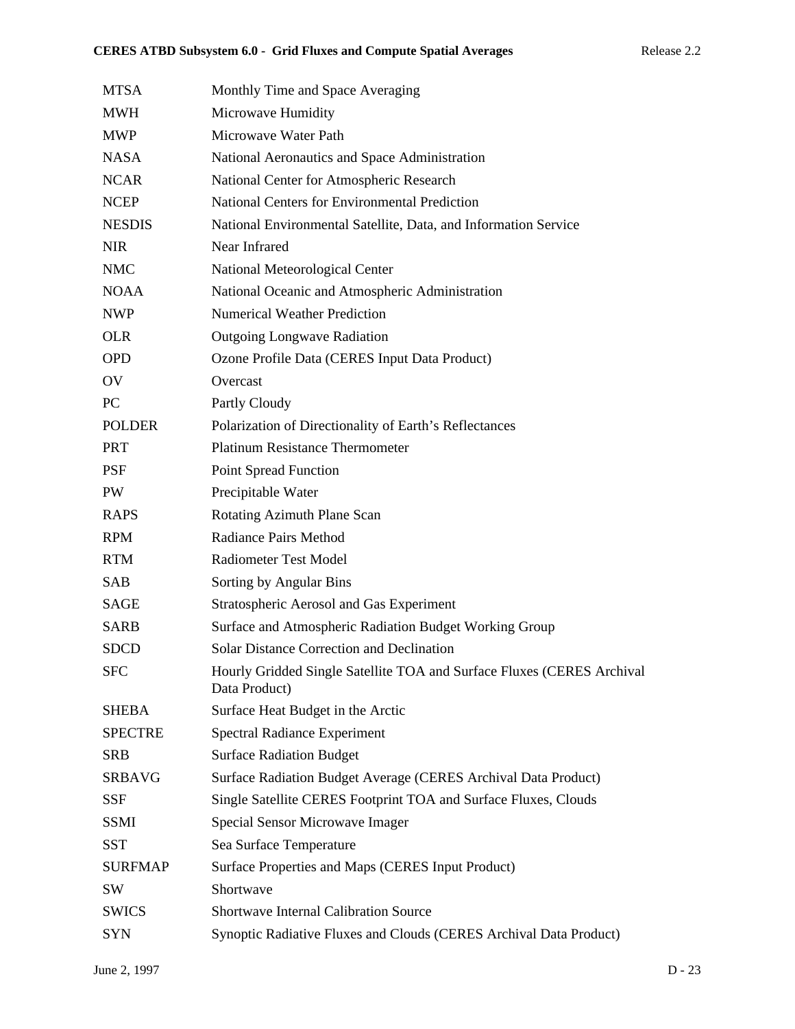| | |
|---|---|
| MTSA | Monthly Time and Space Averaging |
| MWH | Microwave Humidity |
| MWP | Microwave Water Path |
| NASA | National Aeronautics and Space Administration |
| NCAR | National Center for Atmospheric Research |
| NCEP | National Centers for Environmental Prediction |
| NESDIS | National Environmental Satellite, Data, and Information Service |
| NIR | Near Infrared |
| NMC | National Meteorological Center |
| NOAA | National Oceanic and Atmospheric Administration |
| NWP | Numerical Weather Prediction |
| OLR | Outgoing Longwave Radiation |
| OPD | Ozone Profile Data (CERES Input Data Product) |
| OV | Overcast |
| PC | Partly Cloudy |
| POLDER | Polarization of Directionality of Earth’s Reflectances |
| PRT | Platinum Resistance Thermometer |
| PSF | Point Spread Function |
| PW | Precipitable Water |
| RAPS | Rotating Azimuth Plane Scan |
| RPM | Radiance Pairs Method |
| RTM | Radiometer Test Model |
| SAB | Sorting by Angular Bins |
| SAGE | Stratospheric Aerosol and Gas Experiment |
| SARB | Surface and Atmospheric Radiation Budget Working Group |
| SDCD | Solar Distance Correction and Declination |
| SFC | Hourly Gridded Single Satellite TOA and Surface Fluxes (CERES Archival Data Product) |
| SHEBA | Surface Heat Budget in the Arctic |
| SPECTRE | Spectral Radiance Experiment |
| SRB | Surface Radiation Budget |
| SRBAVG | Surface Radiation Budget Average (CERES Archival Data Product) |
| SSF | Single Satellite CERES Footprint TOA and Surface Fluxes, Clouds |
| SSMI | Special Sensor Microwave Imager |
| SST | Sea Surface Temperature |
| SURFMAP | Surface Properties and Maps (CERES Input Product) |
| SW | Shortwave |
| SWICS | Shortwave Internal Calibration Source |
| SYN | Synoptic Radiative Fluxes and Clouds (CERES Archival Data Product) |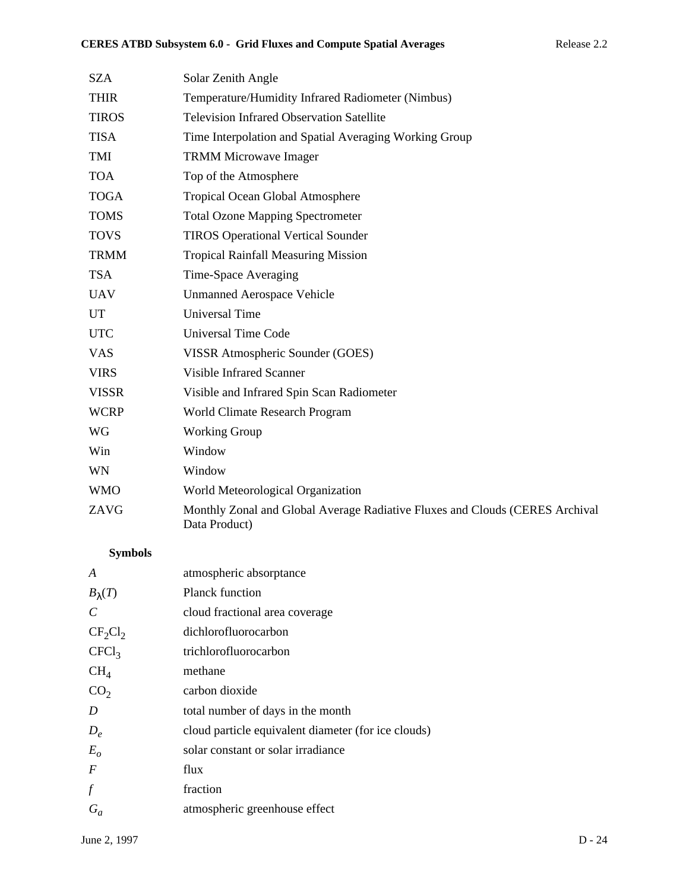| | |
|---|---|
| SZA | Solar Zenith Angle |
| THIR | Temperature/Humidity Infrared Radiometer (Nimbus) |
| TIROS | Television Infrared Observation Satellite |
| TISA | Time Interpolation and Spatial Averaging Working Group |
| TMI | TRMM Microwave Imager |
| TOA | Top of the Atmosphere |
| TOGA | Tropical Ocean Global Atmosphere |
| TOMS | Total Ozone Mapping Spectrometer |
| TOVS | TIROS Operational Vertical Sounder |
| TRMM | Tropical Rainfall Measuring Mission |
| TSA | Time-Space Averaging |
| UAV | Unmanned Aerospace Vehicle |
| UT | Universal Time |
| UTC | Universal Time Code |
| VAS | VISSR Atmospheric Sounder (GOES) |
| VIRS | Visible Infrared Scanner |
| VISSR | Visible and Infrared Spin Scan Radiometer |
| WCRP | World Climate Research Program |
| WG | Working Group |
| Win | Window |
| WN | Window |
| WMO | World Meteorological Organization |
| ZAVG | Monthly Zonal and Global Average Radiative Fluxes and Clouds (CERES Archival Data Product) |

**Symbols**

| | |
|---|---|
| $A$ | atmospheric absorptance |
| $B_\lambda(T)$ | Planck function |
| $C$ | cloud fractional area coverage |
| $CF_2Cl_2$ | dichlorofluorocarbon |
| $CFCl_3$ | trichlorofluorocarbon |
| $CH_4$ | methane |
| $CO_2$ | carbon dioxide |
| $D$ | total number of days in the month |
| $D_e$ | cloud particle equivalent diameter (for ice clouds) |
| $E_o$ | solar constant or solar irradiance |
| $F$ | flux |
| $f$ | fraction |
| $G_a$ | atmospheric greenhouse effect |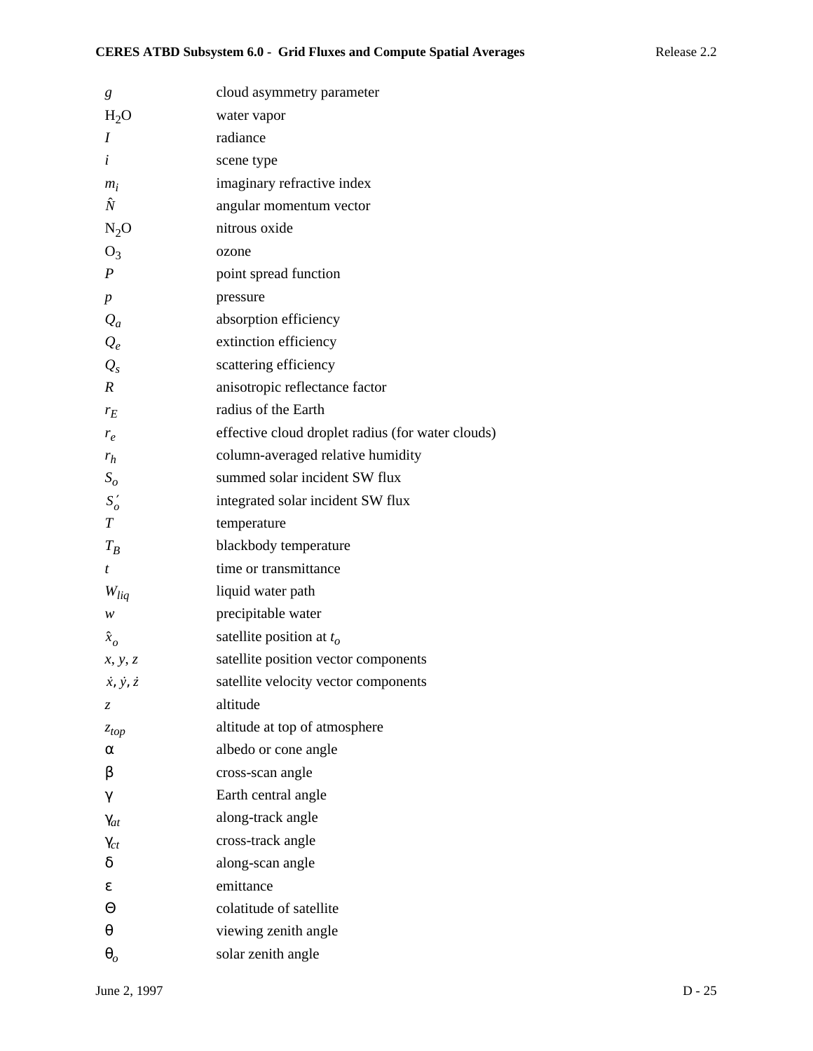| | |
|---|---|
| $g$ | cloud asymmetry parameter |
| $H_2O$ | water vapor |
| $I$ | radiance |
| $i$ | scene type |
| $m_i$ | imaginary refractive index |
| $\hat{N}$ | angular momentum vector |
| $N_2O$ | nitrous oxide |
| $O_3$ | ozone |
| $P$ | point spread function |
| $p$ | pressure |
| $Q_a$ | absorption efficiency |
| $Q_e$ | extinction efficiency |
| $Q_s$ | scattering efficiency |
| $R$ | anisotropic reflectance factor |
| $r_E$ | radius of the Earth |
| $r_e$ | effective cloud droplet radius (for water clouds) |
| $r_h$ | column-averaged relative humidity |
| $S_o$ | summed solar incident SW flux |
| $S_o'$ | integrated solar incident SW flux |
| $T$ | temperature |
| $T_B$ | blackbody temperature |
| $t$ | time or transmittance |
| $W_{liq}$ | liquid water path |
| $w$ | precipitable water |
| $\hat{x}_o$ | satellite position at $t_o$ |
| $x, y, z$ | satellite position vector components |
| $\dot{x}, \dot{y}, \dot{z}$ | satellite velocity vector components |
| $z$ | altitude |
| $z_{top}$ | altitude at top of atmosphere |
| $\alpha$ | albedo or cone angle |
| $\beta$ | cross-scan angle |
| $\gamma$ | Earth central angle |
| $\gamma_{at}$ | along-track angle |
| $\gamma_{ct}$ | cross-track angle |
| $\delta$ | along-scan angle |
| $\varepsilon$ | emittance |
| $\Theta$ | colatitude of satellite |
| $\theta$ | viewing zenith angle |
| $\theta_o$ | solar zenith angle |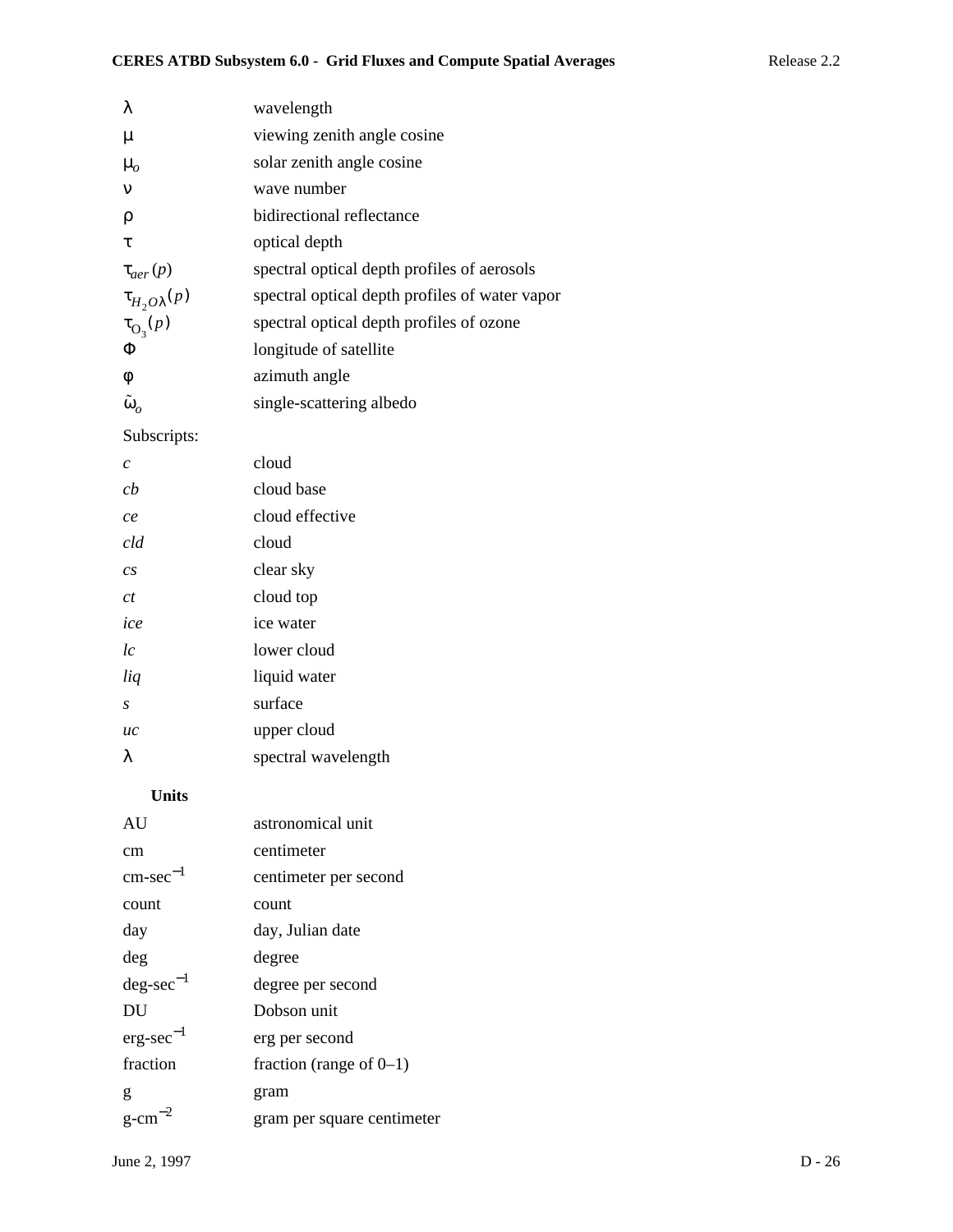| | |
|---|---|
| $\lambda$ | wavelength |
| $\mu$ | viewing zenith angle cosine |
| $\mu_o$ | solar zenith angle cosine |
| $\nu$ | wave number |
| $\rho$ | bidirectional reflectance |
| $\tau$ | optical depth |
| $\tau_{aer}(p)$ | spectral optical depth profiles of aerosols |
| $\tau_{H_2O\lambda}(p)$ | spectral optical depth profiles of water vapor |
| $\tau_{O_3}(p)$ | spectral optical depth profiles of ozone |
| $\Phi$ | longitude of satellite |
| $\phi$ | azimuth angle |
| $\tilde{\omega}_o$ | single-scattering albedo |

Subscripts:

| | |
|---|---|
| *c* | cloud |
| *cb* | cloud base |
| *ce* | cloud effective |
| *cld* | cloud |
| *cs* | clear sky |
| *ct* | cloud top |
| *ice* | ice water |
| *lc* | lower cloud |
| *liq* | liquid water |
| *s* | surface |
| *uc* | upper cloud |
| $\lambda$ | spectral wavelength |

**Units**

| | |
|---|---|
| AU | astronomical unit |
| cm | centimeter |
| cm-sec$^{-1}$ | centimeter per second |
| count | count |
| day | day, Julian date |
| deg | degree |
| deg-sec$^{-1}$ | degree per second |
| DU | Dobson unit |
| erg-sec$^{-1}$ | erg per second |
| fraction | fraction (range of 0–1) |
| g | gram |
| g-cm$^{-2}$ | gram per square centimeter |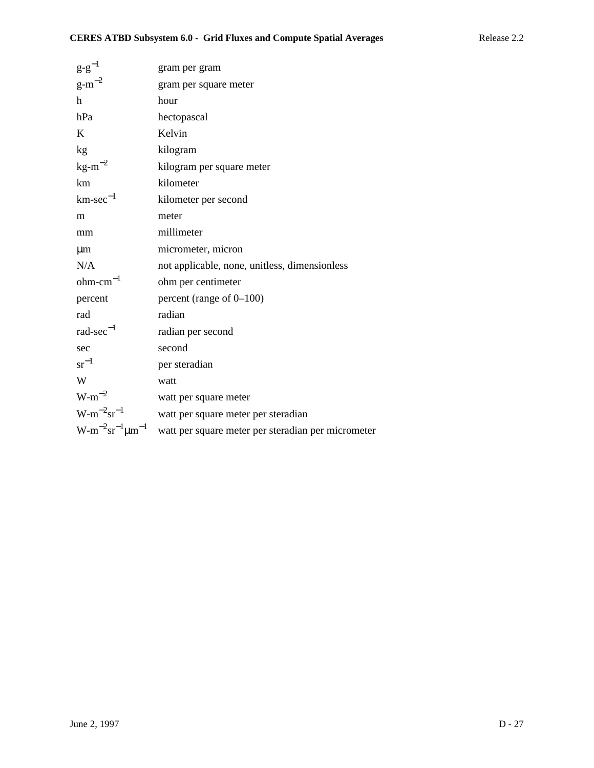| | |
|---|---|
| g-g$^{-1}$ | gram per gram |
| g-m$^{-2}$ | gram per square meter |
| h | hour |
| hPa | hectopascal |
| K | Kelvin |
| kg | kilogram |
| kg-m$^{-2}$ | kilogram per square meter |
| km | kilometer |
| km-sec$^{-1}$ | kilometer per second |
| m | meter |
| mm | millimeter |
| $\mu$m | micrometer, micron |
| N/A | not applicable, none, unitless, dimensionless |
| ohm-cm$^{-1}$ | ohm per centimeter |
| percent | percent (range of 0–100) |
| rad | radian |
| rad-sec$^{-1}$ | radian per second |
| sec | second |
| sr$^{-1}$ | per steradian |
| W | watt |
| W-m$^{-2}$ | watt per square meter |
| W-m$^{-2}$sr$^{-1}$ | watt per square meter per steradian |
| W-m$^{-2}$sr$^{-1}\mu$m$^{-1}$ | watt per square meter per steradian per micrometer |